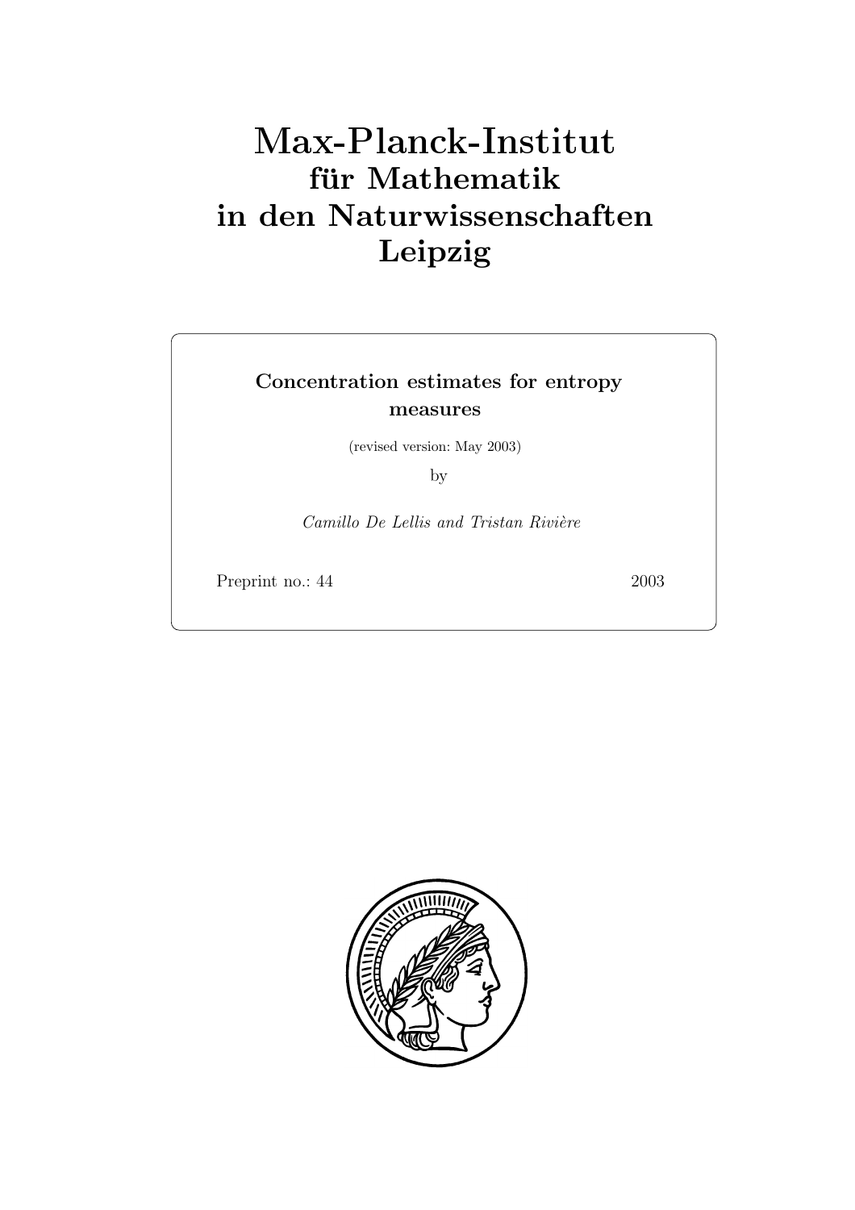# Max-Planck-Institut
## für Mathematik
## in den Naturwissenschaften
## Leipzig

**Concentration estimates for entropy measures**

(revised version: May 2003)

by

*Camillo De Lellis and Tristan Rivière*

Preprint no.: 44 2003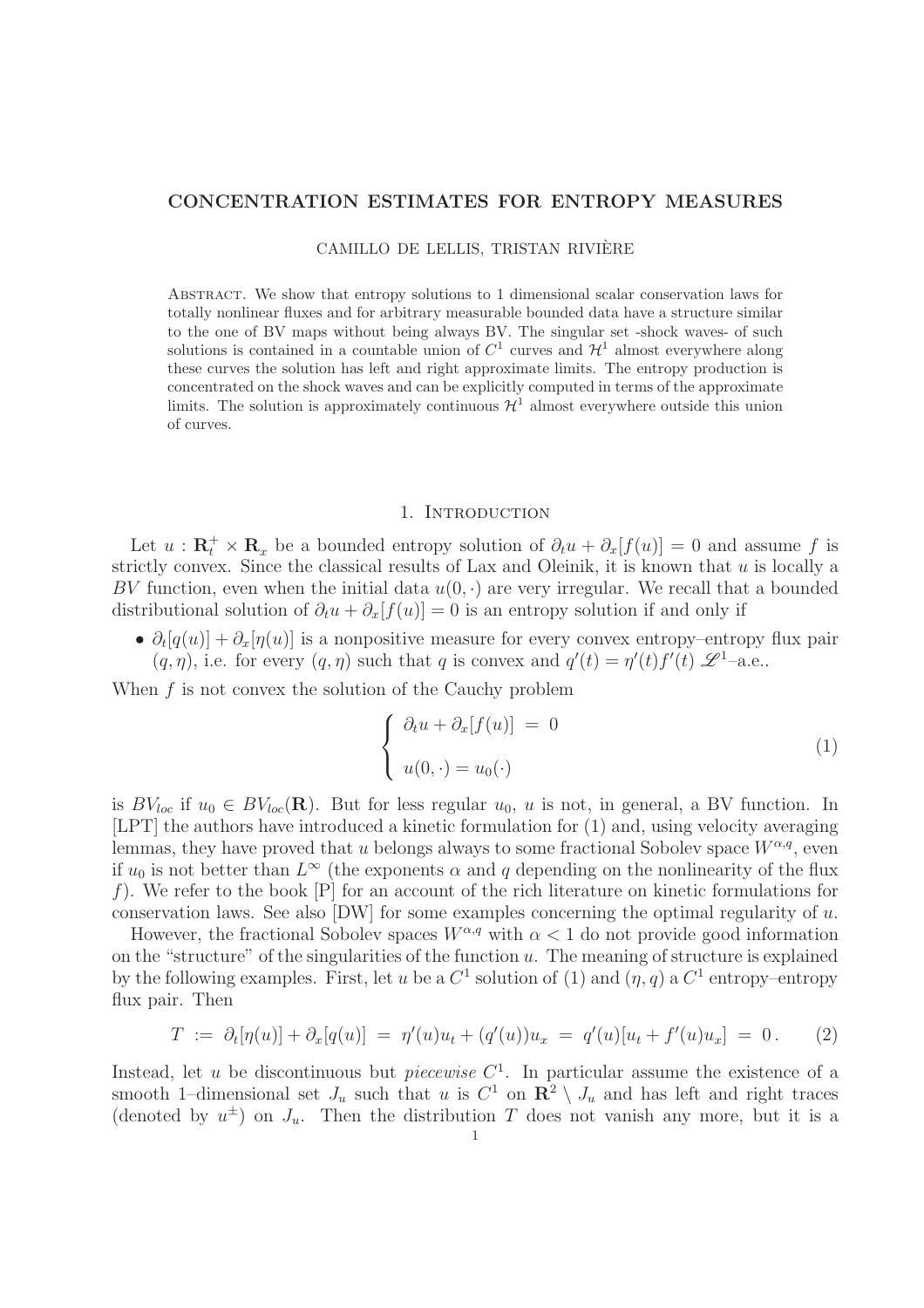# CONCENTRATION ESTIMATES FOR ENTROPY MEASURES

CAMILLO DE LELLIS, TRISTAN RIVIÈRE

Abstract. We show that entropy solutions to 1 dimensional scalar conservation laws for totally nonlinear fluxes and for arbitrary measurable bounded data have a structure similar to the one of BV maps without being always BV. The singular set -shock waves- of such solutions is contained in a countable union of $C^1$ curves and $\mathcal{H}^1$ almost everywhere along these curves the solution has left and right approximate limits. The entropy production is concentrated on the shock waves and can be explicitly computed in terms of the approximate limits. The solution is approximately continuous $\mathcal{H}^1$ almost everywhere outside this union of curves.

## 1. Introduction

Let $u : \mathbf{R}^+_t \times \mathbf{R}_x$ be a bounded entropy solution of $\partial_t u + \partial_x[f(u)] = 0$ and assume $f$ is strictly convex. Since the classical results of Lax and Oleinik, it is known that $u$ is locally a $BV$ function, even when the initial data $u(0, \cdot)$ are very irregular. We recall that a bounded distributional solution of $\partial_t u + \partial_x[f(u)] = 0$ is an entropy solution if and only if

- $\partial_t[q(u)] + \partial_x[\eta(u)]$ is a nonpositive measure for every convex entropy–entropy flux pair $(q, \eta)$, i.e. for every $(q, \eta)$ such that $q$ is convex and $q'(t) = \eta'(t) f'(t)$ $\mathscr{L}^1$–a.e..

When $f$ is not convex the solution of the Cauchy problem

$$\begin{cases} \partial_t u + \partial_x[f(u)] \;=\; 0 \\ \\ u(0, \cdot) = u_0(\cdot) \end{cases} \tag{1}$$

is $BV_{loc}$ if $u_0 \in BV_{loc}(\mathbf{R})$. But for less regular $u_0$, $u$ is not, in general, a BV function. In [LPT] the authors have introduced a kinetic formulation for (1) and, using velocity averaging lemmas, they have proved that $u$ belongs always to some fractional Sobolev space $W^{\alpha,q}$, even if $u_0$ is not better than $L^\infty$ (the exponents $\alpha$ and $q$ depending on the nonlinearity of the flux $f$). We refer to the book [P] for an account of the rich literature on kinetic formulations for conservation laws. See also [DW] for some examples concerning the optimal regularity of $u$.

However, the fractional Sobolev spaces $W^{\alpha,q}$ with $\alpha < 1$ do not provide good information on the "structure" of the singularities of the function $u$. The meaning of structure is explained by the following examples. First, let $u$ be a $C^1$ solution of (1) and $(\eta, q)$ a $C^1$ entropy–entropy flux pair. Then

$$T \;:=\; \partial_t[\eta(u)] + \partial_x[q(u)] \;=\; \eta'(u)u_t + (q'(u))u_x \;=\; q'(u)[u_t + f'(u)u_x] \;=\; 0\,. \tag{2}$$

Instead, let $u$ be discontinuous but *piecewise* $C^1$. In particular assume the existence of a smooth 1–dimensional set $J_u$ such that $u$ is $C^1$ on $\mathbf{R}^2 \setminus J_u$ and has left and right traces (denoted by $u^\pm$) on $J_u$. Then the distribution $T$ does not vanish any more, but it is a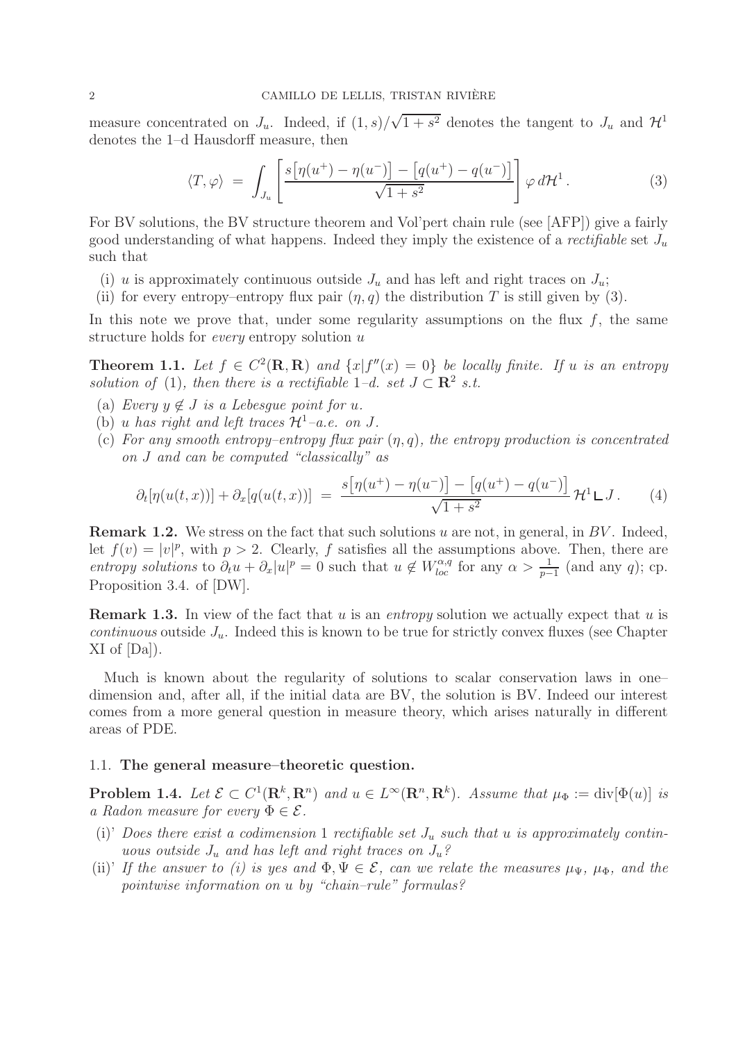measure concentrated on $J_u$. Indeed, if $(1,s)/\sqrt{1+s^2}$ denotes the tangent to $J_u$ and $\mathcal{H}^1$ denotes the 1–d Hausdorff measure, then

$$\langle T, \varphi \rangle \;=\; \int_{J_u} \left[ \frac{s\big[\eta(u^+) - \eta(u^-)\big] - \big[q(u^+) - q(u^-)\big]}{\sqrt{1+s^2}} \right] \varphi \, d\mathcal{H}^1 \,. \tag{3}$$

For BV solutions, the BV structure theorem and Vol'pert chain rule (see [AFP]) give a fairly good understanding of what happens. Indeed they imply the existence of a *rectifiable* set $J_u$ such that

(i) $u$ is approximately continuous outside $J_u$ and has left and right traces on $J_u$;
(ii) for every entropy–entropy flux pair $(\eta, q)$ the distribution $T$ is still given by (3).

In this note we prove that, under some regularity assumptions on the flux $f$, the same structure holds for *every* entropy solution $u$

**Theorem 1.1.** *Let $f \in C^2(\mathbf{R}, \mathbf{R})$ and $\{x | f''(x) = 0\}$ be locally finite. If $u$ is an entropy solution of* (1)*, then there is a rectifiable 1–d. set $J \subset \mathbf{R}^2$ s.t.*

(a) *Every $y \notin J$ is a Lebesgue point for $u$.*
(b) *$u$ has right and left traces $\mathcal{H}^1$–a.e. on $J$.*
(c) *For any smooth entropy–entropy flux pair $(\eta, q)$, the entropy production is concentrated on $J$ and can be computed "classically" as*

$$\partial_t[\eta(u(t,x))] + \partial_x[q(u(t,x))] \;=\; \frac{s\big[\eta(u^+) - \eta(u^-)\big] - \big[q(u^+) - q(u^-)\big]}{\sqrt{1+s^2}} \, \mathcal{H}^1 \llcorner J \,. \tag{4}$$

**Remark 1.2.** We stress on the fact that such solutions $u$ are not, in general, in $BV$. Indeed, let $f(v) = |v|^p$, with $p > 2$. Clearly, $f$ satisfies all the assumptions above. Then, there are *entropy solutions* to $\partial_t u + \partial_x |u|^p = 0$ such that $u \notin W^{\alpha,q}_{loc}$ for any $\alpha > \frac{1}{p-1}$ (and any $q$); cp. Proposition 3.4. of [DW].

**Remark 1.3.** In view of the fact that $u$ is an *entropy* solution we actually expect that $u$ is *continuous* outside $J_u$. Indeed this is known to be true for strictly convex fluxes (see Chapter XI of [Da]).

Much is known about the regularity of solutions to scalar conservation laws in one–dimension and, after all, if the initial data are BV, the solution is BV. Indeed our interest comes from a more general question in measure theory, which arises naturally in different areas of PDE.

### 1.1. The general measure–theoretic question.

**Problem 1.4.** *Let $\mathcal{E} \subset C^1(\mathbf{R}^k, \mathbf{R}^n)$ and $u \in L^\infty(\mathbf{R}^n, \mathbf{R}^k)$. Assume that $\mu_\Phi := \operatorname{div}[\Phi(u)]$ is a Radon measure for every $\Phi \in \mathcal{E}$.*

(i)' *Does there exist a codimension 1 rectifiable set $J_u$ such that $u$ is approximately continuous outside $J_u$ and has left and right traces on $J_u$?*
(ii)' *If the answer to (i) is yes and $\Phi, \Psi \in \mathcal{E}$, can we relate the measures $\mu_\Psi$, $\mu_\Phi$, and the pointwise information on $u$ by "chain–rule" formulas?*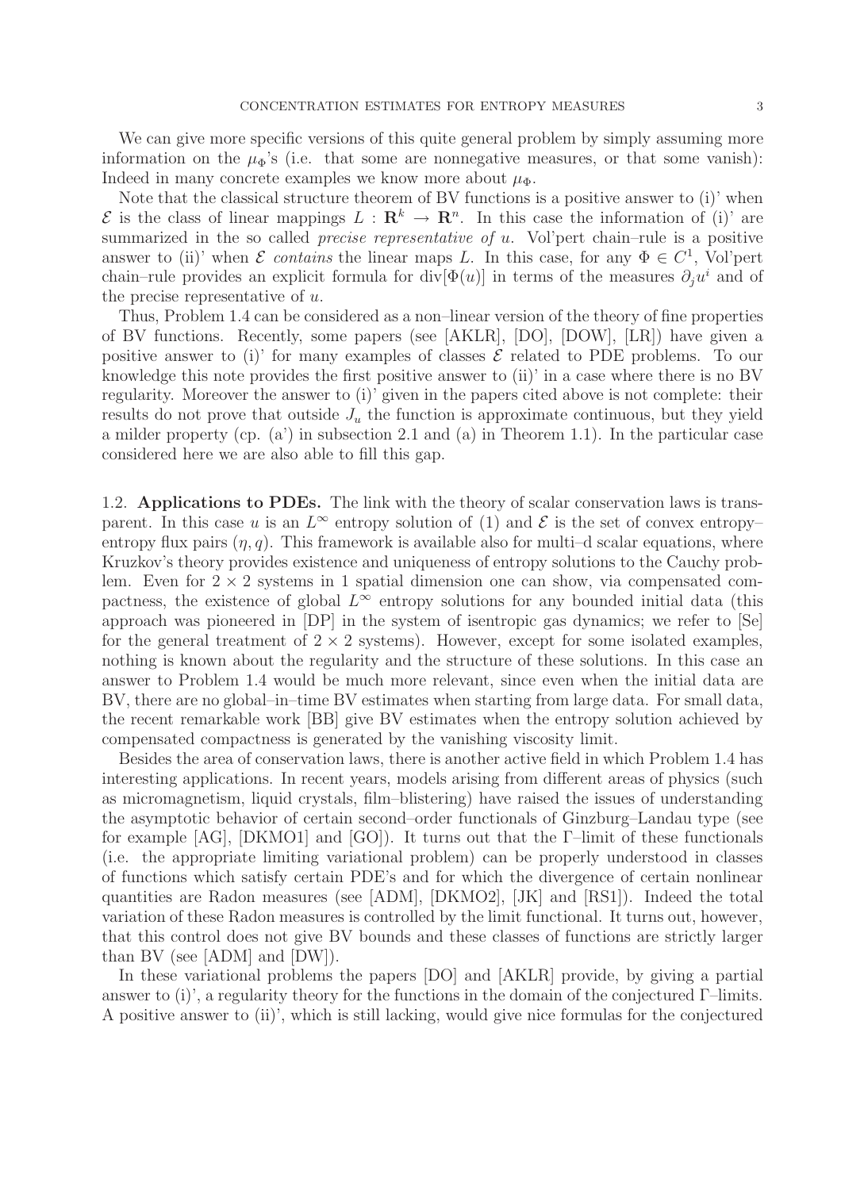We can give more specific versions of this quite general problem by simply assuming more information on the $\mu_\Phi$'s (i.e. that some are nonnegative measures, or that some vanish): Indeed in many concrete examples we know more about $\mu_\Phi$.

Note that the classical structure theorem of BV functions is a positive answer to (i)' when $\mathcal{E}$ is the class of linear mappings $L : \mathbf{R}^k \to \mathbf{R}^n$. In this case the information of (i)' are summarized in the so called *precise representative of* $u$. Vol'pert chain–rule is a positive answer to (ii)' when $\mathcal{E}$ *contains* the linear maps $L$. In this case, for any $\Phi \in C^1$, Vol'pert chain–rule provides an explicit formula for $\mathrm{div}[\Phi(u)]$ in terms of the measures $\partial_j u^i$ and of the precise representative of $u$.

Thus, Problem 1.4 can be considered as a non–linear version of the theory of fine properties of BV functions. Recently, some papers (see [AKLR], [DO], [DOW], [LR]) have given a positive answer to (i)' for many examples of classes $\mathcal{E}$ related to PDE problems. To our knowledge this note provides the first positive answer to (ii)' in a case where there is no BV regularity. Moreover the answer to (i)' given in the papers cited above is not complete: their results do not prove that outside $J_u$ the function is approximate continuous, but they yield a milder property (cp. (a') in subsection 2.1 and (a) in Theorem 1.1). In the particular case considered here we are also able to fill this gap.

## 1.2. Applications to PDEs.

The link with the theory of scalar conservation laws is transparent. In this case $u$ is an $L^\infty$ entropy solution of (1) and $\mathcal{E}$ is the set of convex entropy–entropy flux pairs $(\eta, q)$. This framework is available also for multi–d scalar equations, where Kruzkov's theory provides existence and uniqueness of entropy solutions to the Cauchy problem. Even for $2 \times 2$ systems in 1 spatial dimension one can show, via compensated compactness, the existence of global $L^\infty$ entropy solutions for any bounded initial data (this approach was pioneered in [DP] in the system of isentropic gas dynamics; we refer to [Se] for the general treatment of $2 \times 2$ systems). However, except for some isolated examples, nothing is known about the regularity and the structure of these solutions. In this case an answer to Problem 1.4 would be much more relevant, since even when the initial data are BV, there are no global–in–time BV estimates when starting from large data. For small data, the recent remarkable work [BB] give BV estimates when the entropy solution achieved by compensated compactness is generated by the vanishing viscosity limit.

Besides the area of conservation laws, there is another active field in which Problem 1.4 has interesting applications. In recent years, models arising from different areas of physics (such as micromagnetism, liquid crystals, film–blistering) have raised the issues of understanding the asymptotic behavior of certain second–order functionals of Ginzburg–Landau type (see for example [AG], [DKMO1] and [GO]). It turns out that the $\Gamma$–limit of these functionals (i.e. the appropriate limiting variational problem) can be properly understood in classes of functions which satisfy certain PDE's and for which the divergence of certain nonlinear quantities are Radon measures (see [ADM], [DKMO2], [JK] and [RS1]). Indeed the total variation of these Radon measures is controlled by the limit functional. It turns out, however, that this control does not give BV bounds and these classes of functions are strictly larger than BV (see [ADM] and [DW]).

In these variational problems the papers [DO] and [AKLR] provide, by giving a partial answer to (i)', a regularity theory for the functions in the domain of the conjectured $\Gamma$–limits. A positive answer to (ii)', which is still lacking, would give nice formulas for the conjectured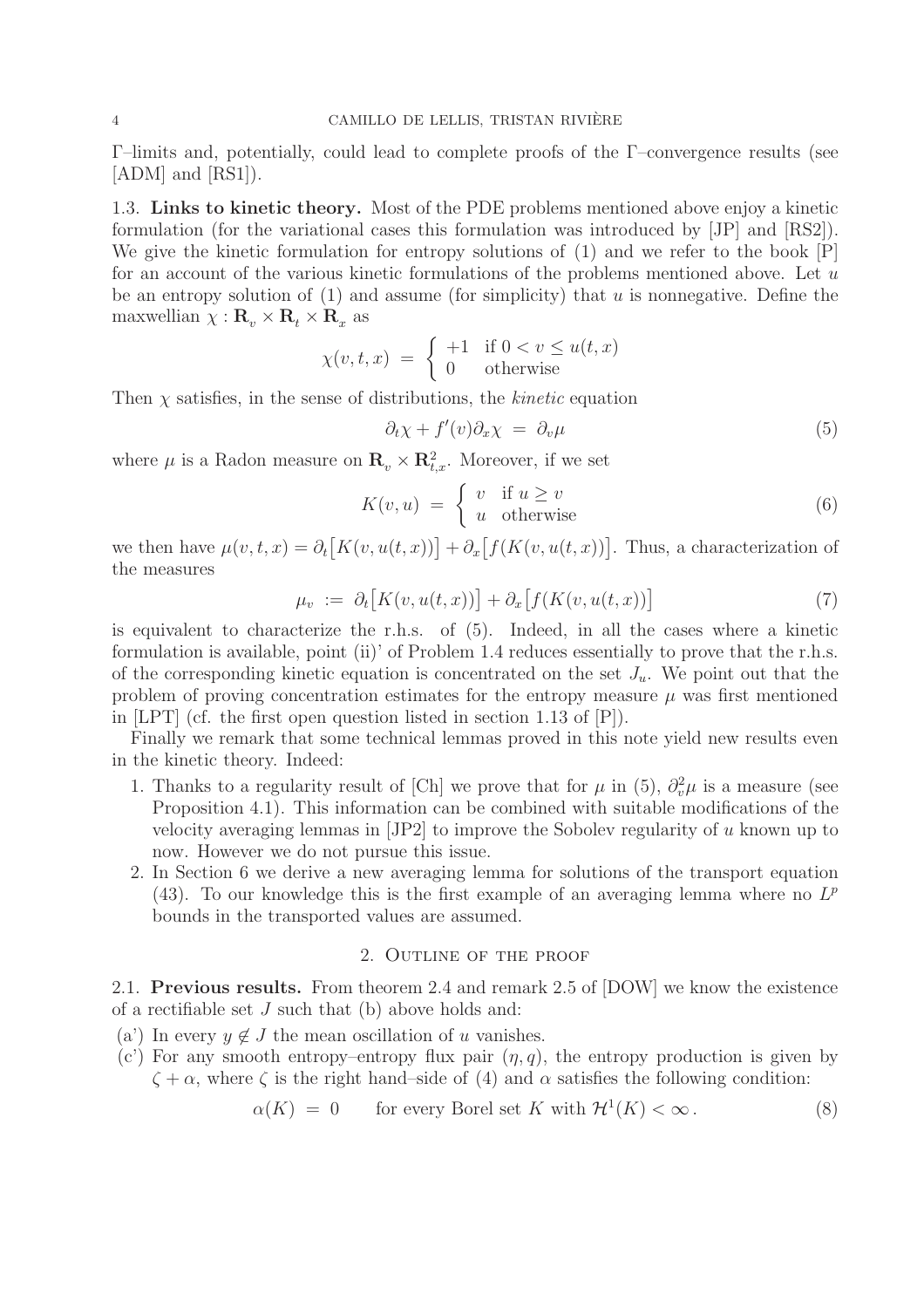Γ–limits and, potentially, could lead to complete proofs of the Γ–convergence results (see [ADM] and [RS1]).

1.3. **Links to kinetic theory.** Most of the PDE problems mentioned above enjoy a kinetic formulation (for the variational cases this formulation was introduced by [JP] and [RS2]). We give the kinetic formulation for entropy solutions of (1) and we refer to the book [P] for an account of the various kinetic formulations of the problems mentioned above. Let $u$ be an entropy solution of (1) and assume (for simplicity) that $u$ is nonnegative. Define the maxwellian $\chi : \mathbf{R}_v \times \mathbf{R}_t \times \mathbf{R}_x$ as

$$\chi(v,t,x) \;=\; \begin{cases} +1 & \text{if } 0 < v \leq u(t,x) \\ 0 & \text{otherwise} \end{cases}$$

Then $\chi$ satisfies, in the sense of distributions, the *kinetic* equation

$$\partial_t \chi + f'(v)\partial_x \chi \;=\; \partial_v \mu \tag{5}$$

where $\mu$ is a Radon measure on $\mathbf{R}_v \times \mathbf{R}^2_{t,x}$. Moreover, if we set

$$K(v,u) \;=\; \begin{cases} v & \text{if } u \geq v \\ u & \text{otherwise} \end{cases} \tag{6}$$

we then have $\mu(v,t,x) = \partial_t\big[K(v,u(t,x))\big] + \partial_x\big[f(K(v,u(t,x))\big]$. Thus, a characterization of the measures

$$\mu_v \;:=\; \partial_t\big[K(v,u(t,x))\big] + \partial_x\big[f(K(v,u(t,x))\big] \tag{7}$$

is equivalent to characterize the r.h.s. of (5). Indeed, in all the cases where a kinetic formulation is available, point (ii)' of Problem 1.4 reduces essentially to prove that the r.h.s. of the corresponding kinetic equation is concentrated on the set $J_u$. We point out that the problem of proving concentration estimates for the entropy measure $\mu$ was first mentioned in [LPT] (cf. the first open question listed in section 1.13 of [P]).

Finally we remark that some technical lemmas proved in this note yield new results even in the kinetic theory. Indeed:

1. Thanks to a regularity result of [Ch] we prove that for $\mu$ in (5), $\partial^2_v \mu$ is a measure (see Proposition 4.1). This information can be combined with suitable modifications of the velocity averaging lemmas in [JP2] to improve the Sobolev regularity of $u$ known up to now. However we do not pursue this issue.
2. In Section 6 we derive a new averaging lemma for solutions of the transport equation (43). To our knowledge this is the first example of an averaging lemma where no $L^p$ bounds in the transported values are assumed.

## 2. Outline of the proof

2.1. **Previous results.** From theorem 2.4 and remark 2.5 of [DOW] we know the existence of a rectifiable set $J$ such that (b) above holds and:

(a') In every $y \notin J$ the mean oscillation of $u$ vanishes.

(c') For any smooth entropy–entropy flux pair $(\eta, q)$, the entropy production is given by $\zeta + \alpha$, where $\zeta$ is the right hand–side of (4) and $\alpha$ satisfies the following condition:

$$\alpha(K) \;=\; 0 \qquad \text{for every Borel set } K \text{ with } \mathcal{H}^1(K) < \infty\,. \tag{8}$$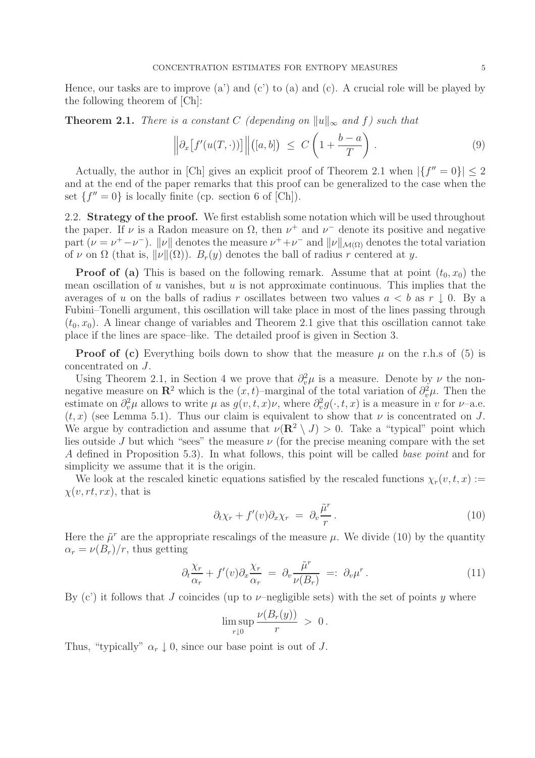Hence, our tasks are to improve (a') and (c') to (a) and (c). A crucial role will be played by the following theorem of [Ch]:

**Theorem 2.1.** *There is a constant $C$ (depending on $\|u\|_\infty$ and $f$) such that*

$$\left\| \partial_x \big[ f'(u(T,\cdot)) \big] \right\| \big([a,b]\big) \;\leq\; C \left( 1 + \frac{b-a}{T} \right). \tag{9}$$

Actually, the author in [Ch] gives an explicit proof of Theorem 2.1 when $|\{f''=0\}| \leq 2$ and at the end of the paper remarks that this proof can be generalized to the case when the set $\{f''=0\}$ is locally finite (cp. section 6 of [Ch]).

## 2.2. Strategy of the proof.

We first establish some notation which will be used throughout the paper. If $\nu$ is a Radon measure on $\Omega$, then $\nu^+$ and $\nu^-$ denote its positive and negative part ($\nu = \nu^+ - \nu^-$). $\|\nu\|$ denotes the measure $\nu^+ + \nu^-$ and $\|\nu\|_{\mathcal{M}(\Omega)}$ denotes the total variation of $\nu$ on $\Omega$ (that is, $\|\nu\|(\Omega)$). $B_r(y)$ denotes the ball of radius $r$ centered at $y$.

**Proof of (a)** This is based on the following remark. Assume that at point $(t_0, x_0)$ the mean oscillation of $u$ vanishes, but $u$ is not approximate continuous. This implies that the averages of $u$ on the balls of radius $r$ oscillates between two values $a < b$ as $r \downarrow 0$. By a Fubini–Tonelli argument, this oscillation will take place in most of the lines passing through $(t_0, x_0)$. A linear change of variables and Theorem 2.1 give that this oscillation cannot take place if the lines are space–like. The detailed proof is given in Section 3.

**Proof of (c)** Everything boils down to show that the measure $\mu$ on the r.h.s of (5) is concentrated on $J$.

Using Theorem 2.1, in Section 4 we prove that $\partial^2_v \mu$ is a measure. Denote by $\nu$ the non-negative measure on $\mathbf{R}^2$ which is the $(x,t)$–marginal of the total variation of $\partial^2_v \mu$. Then the estimate on $\partial^2_v \mu$ allows to write $\mu$ as $g(v,t,x)\nu$, where $\partial^2_v g(\cdot, t, x)$ is a measure in $v$ for $\nu$–a.e. $(t,x)$ (see Lemma 5.1). Thus our claim is equivalent to show that $\nu$ is concentrated on $J$. We argue by contradiction and assume that $\nu(\mathbf{R}^2 \setminus J) > 0$. Take a "typical" point which lies outside $J$ but which "sees" the measure $\nu$ (for the precise meaning compare with the set $A$ defined in Proposition 5.3). In what follows, this point will be called *base point* and for simplicity we assume that it is the origin.

We look at the rescaled kinetic equations satisfied by the rescaled functions $\chi_r(v,t,x) := \chi(v, rt, rx)$, that is

$$\partial_t \chi_r + f'(v) \partial_x \chi_r \;=\; \partial_v \frac{\tilde{\mu}^r}{r}. \tag{10}$$

Here the $\tilde{\mu}^r$ are the appropriate rescalings of the measure $\mu$. We divide (10) by the quantity $\alpha_r = \nu(B_r)/r$, thus getting

$$\partial_t \frac{\chi_r}{\alpha_r} + f'(v) \partial_x \frac{\chi_r}{\alpha_r} \;=\; \partial_v \frac{\tilde{\mu}^r}{\nu(B_r)} \;=:\; \partial_v \mu^r. \tag{11}$$

By (c') it follows that $J$ coincides (up to $\nu$–negligible sets) with the set of points $y$ where

$$\limsup_{r \downarrow 0} \frac{\nu(B_r(y))}{r} \;>\; 0.$$

Thus, "typically" $\alpha_r \downarrow 0$, since our base point is out of $J$.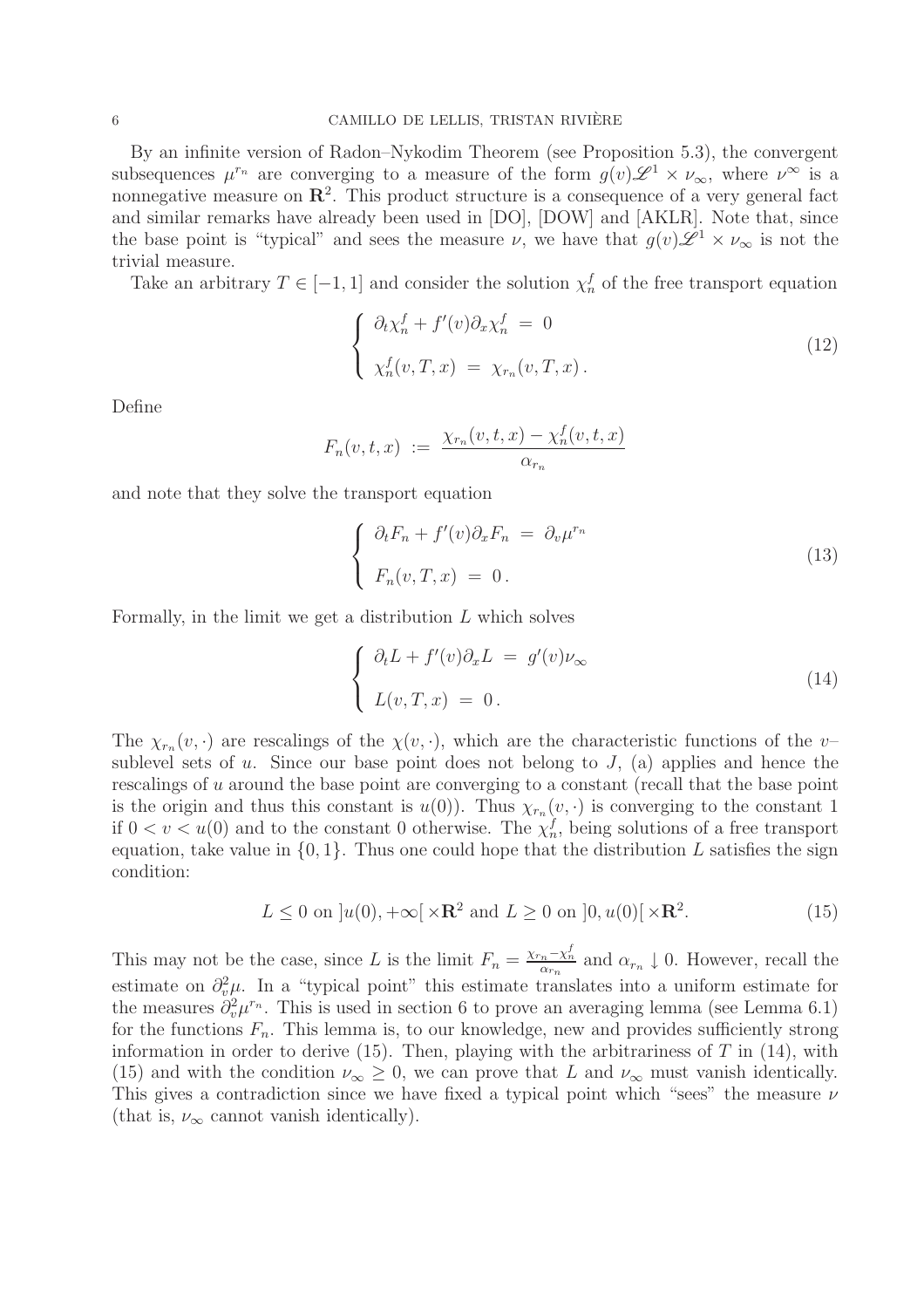By an infinite version of Radon–Nykodim Theorem (see Proposition 5.3), the convergent subsequences $\mu^{r_n}$ are converging to a measure of the form $g(v)\mathscr{L}^1 \times \nu_\infty$, where $\nu^\infty$ is a nonnegative measure on $\mathbf{R}^2$. This product structure is a consequence of a very general fact and similar remarks have already been used in [DO], [DOW] and [AKLR]. Note that, since the base point is "typical" and sees the measure $\nu$, we have that $g(v)\mathscr{L}^1 \times \nu_\infty$ is not the trivial measure.

Take an arbitrary $T \in [-1, 1]$ and consider the solution $\chi^f_n$ of the free transport equation

$$
\begin{cases} \partial_t \chi^f_n + f'(v)\partial_x \chi^f_n \;=\; 0 \\ \chi^f_n(v, T, x) \;=\; \chi_{r_n}(v, T, x)\,. \end{cases} \tag{12}
$$

Define

$$
F_n(v, t, x) \;:=\; \frac{\chi_{r_n}(v, t, x) - \chi^f_n(v, t, x)}{\alpha_{r_n}}
$$

and note that they solve the transport equation

$$
\begin{cases} \partial_t F_n + f'(v)\partial_x F_n \;=\; \partial_v \mu^{r_n} \\ F_n(v, T, x) \;=\; 0\,. \end{cases} \tag{13}
$$

Formally, in the limit we get a distribution $L$ which solves

$$
\begin{cases} \partial_t L + f'(v)\partial_x L \;=\; g'(v)\nu_\infty \\ L(v, T, x) \;=\; 0\,. \end{cases} \tag{14}
$$

The $\chi_{r_n}(v, \cdot)$ are rescalings of the $\chi(v, \cdot)$, which are the characteristic functions of the $v$–sublevel sets of $u$. Since our base point does not belong to $J$, (a) applies and hence the rescalings of $u$ around the base point are converging to a constant (recall that the base point is the origin and thus this constant is $u(0)$). Thus $\chi_{r_n}(v, \cdot)$ is converging to the constant 1 if $0 < v < u(0)$ and to the constant 0 otherwise. The $\chi^f_n$, being solutions of a free transport equation, take value in $\{0, 1\}$. Thus one could hope that the distribution $L$ satisfies the sign condition:

$$
L \le 0 \text{ on } ]u(0), +\infty[\, \times \mathbf{R}^2 \text{ and } L \ge 0 \text{ on } ]0, u(0)[\, \times \mathbf{R}^2. \tag{15}
$$

This may not be the case, since $L$ is the limit $F_n = \frac{\chi_{r_n} - \chi^f_n}{\alpha_{r_n}}$ and $\alpha_{r_n} \downarrow 0$. However, recall the estimate on $\partial^2_v \mu$. In a "typical point" this estimate translates into a uniform estimate for the measures $\partial^2_v \mu^{r_n}$. This is used in section 6 to prove an averaging lemma (see Lemma 6.1) for the functions $F_n$. This lemma is, to our knowledge, new and provides sufficiently strong information in order to derive (15). Then, playing with the arbitrariness of $T$ in (14), with (15) and with the condition $\nu_\infty \ge 0$, we can prove that $L$ and $\nu_\infty$ must vanish identically. This gives a contradiction since we have fixed a typical point which "sees" the measure $\nu$ (that is, $\nu_\infty$ cannot vanish identically).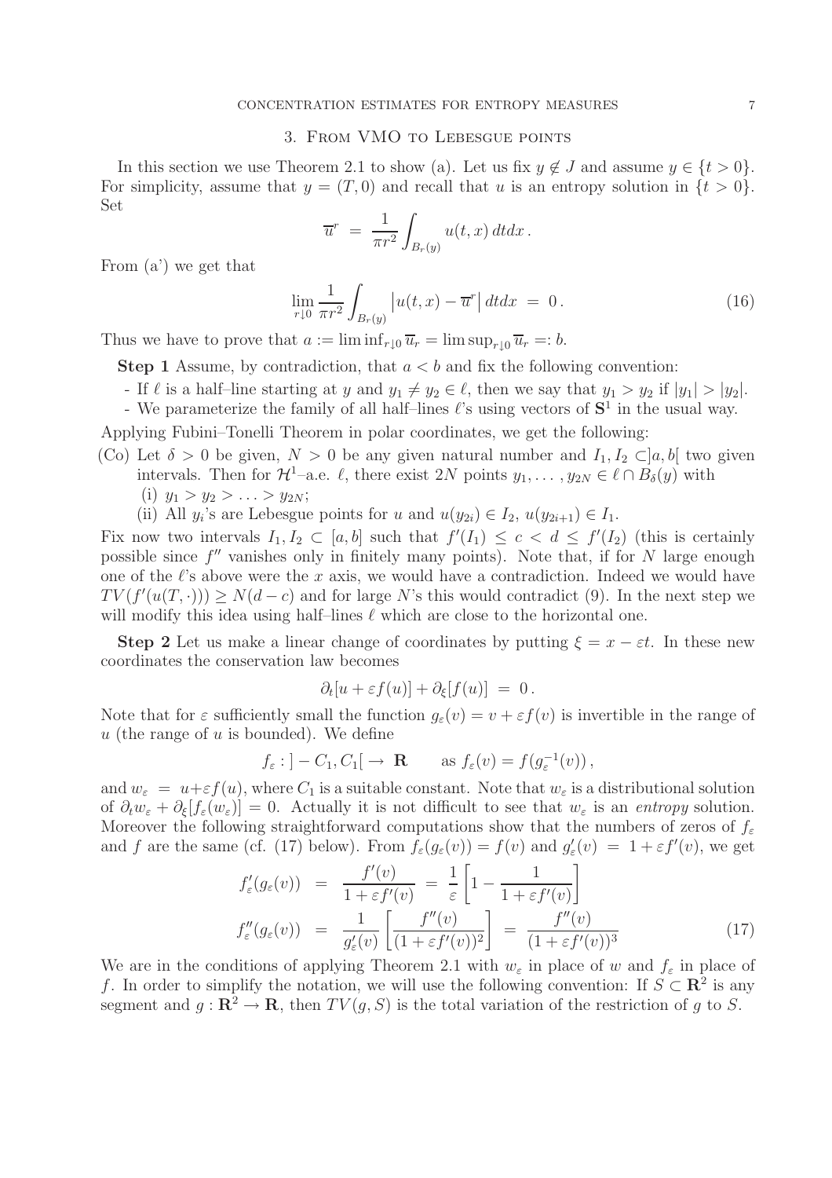## 3. From VMO to Lebesgue points

In this section we use Theorem 2.1 to show (a). Let us fix $y \notin J$ and assume $y \in \{t > 0\}$. For simplicity, assume that $y = (T, 0)$ and recall that $u$ is an entropy solution in $\{t > 0\}$. Set

$$\overline{u}^r \;=\; \frac{1}{\pi r^2} \int_{B_r(y)} u(t,x)\, dtdx\,.$$

From (a') we get that

$$\lim_{r \downarrow 0} \frac{1}{\pi r^2} \int_{B_r(y)} \left| u(t,x) - \overline{u}^r \right| dtdx \;=\; 0\,. \tag{16}$$

Thus we have to prove that $a := \liminf_{r\downarrow 0} \overline{u}_r = \limsup_{r \downarrow 0} \overline{u}_r =: b$.

**Step 1** Assume, by contradiction, that $a < b$ and fix the following convention:

- If $\ell$ is a half–line starting at $y$ and $y_1 \neq y_2 \in \ell$, then we say that $y_1 > y_2$ if $|y_1| > |y_2|$.
- We parameterize the family of all half–lines $\ell$'s using vectors of $\mathbf{S}^1$ in the usual way.

Applying Fubini–Tonelli Theorem in polar coordinates, we get the following:

(Co) Let $\delta > 0$ be given, $N > 0$ be any given natural number and $I_1, I_2 \subset ]a, b[$ two given intervals. Then for $\mathcal{H}^1$–a.e. $\ell$, there exist $2N$ points $y_1, \ldots, y_{2N} \in \ell \cap B_\delta(y)$ with
 (i) $y_1 > y_2 > \ldots > y_{2N}$;
 (ii) All $y_i$'s are Lebesgue points for $u$ and $u(y_{2i}) \in I_2$, $u(y_{2i+1}) \in I_1$.

Fix now two intervals $I_1, I_2 \subset [a,b]$ such that $f'(I_1) \leq c < d \leq f'(I_2)$ (this is certainly possible since $f''$ vanishes only in finitely many points). Note that, if for $N$ large enough one of the $\ell$'s above were the $x$ axis, we would have a contradiction. Indeed we would have $TV(f'(u(T,\cdot))) \geq N(d-c)$ and for large $N$'s this would contradict (9). In the next step we will modify this idea using half–lines $\ell$ which are close to the horizontal one.

**Step 2** Let us make a linear change of coordinates by putting $\xi = x - \varepsilon t$. In these new coordinates the conservation law becomes

$$\partial_t [u + \varepsilon f(u)] + \partial_\xi [f(u)] \;=\; 0\,.$$

Note that for $\varepsilon$ sufficiently small the function $g_\varepsilon(v) = v + \varepsilon f(v)$ is invertible in the range of $u$ (the range of $u$ is bounded). We define

$$f_\varepsilon : ]-C_1, C_1[ \,\to \mathbf{R} \qquad \text{as } f_\varepsilon(v) = f(g_\varepsilon^{-1}(v))\,,$$

and $w_\varepsilon = u + \varepsilon f(u)$, where $C_1$ is a suitable constant. Note that $w_\varepsilon$ is a distributional solution of $\partial_t w_\varepsilon + \partial_\xi [f_\varepsilon(w_\varepsilon)] = 0$. Actually it is not difficult to see that $w_\varepsilon$ is an *entropy* solution. Moreover the following straightforward computations show that the numbers of zeros of $f_\varepsilon$ and $f$ are the same (cf. (17) below). From $f_\varepsilon(g_\varepsilon(v)) = f(v)$ and $g'_\varepsilon(v) \;=\; 1 + \varepsilon f'(v)$, we get

$$\begin{aligned} f'_\varepsilon(g_\varepsilon(v)) &= \frac{f'(v)}{1+\varepsilon f'(v)} \;=\; \frac{1}{\varepsilon}\left[1 - \frac{1}{1+\varepsilon f'(v)}\right] \\ f''_\varepsilon(g_\varepsilon(v)) &= \frac{1}{g'_\varepsilon(v)}\left[\frac{f''(v)}{(1+\varepsilon f'(v))^2}\right] \;=\; \frac{f''(v)}{(1+\varepsilon f'(v))^3} \end{aligned} \tag{17}$$

We are in the conditions of applying Theorem 2.1 with $w_\varepsilon$ in place of $w$ and $f_\varepsilon$ in place of $f$. In order to simplify the notation, we will use the following convention: If $S \subset \mathbf{R}^2$ is any segment and $g : \mathbf{R}^2 \to \mathbf{R}$, then $TV(g, S)$ is the total variation of the restriction of $g$ to $S$.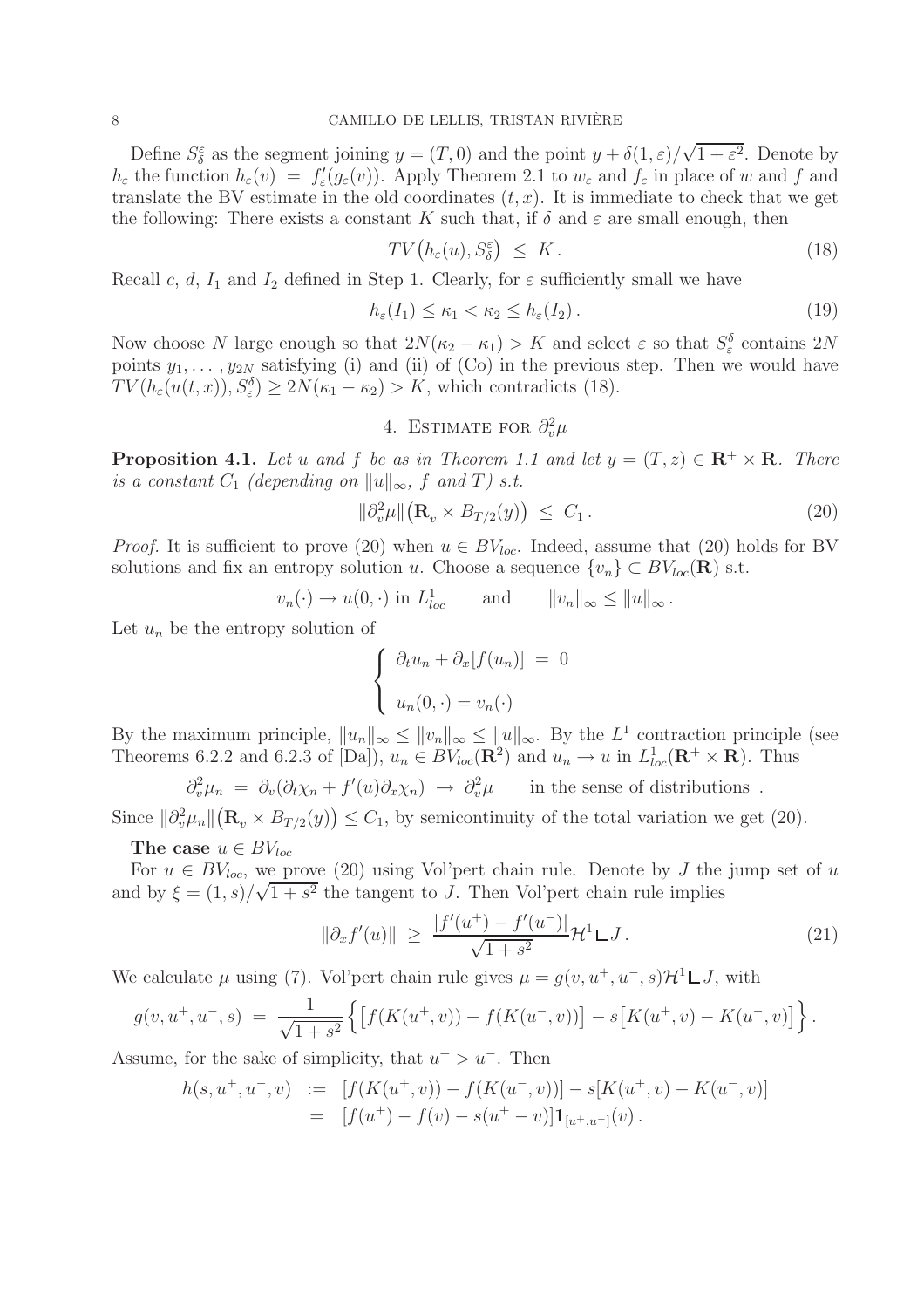Define $S^\varepsilon_\delta$ as the segment joining $y = (T, 0)$ and the point $y + \delta(1, \varepsilon)/\sqrt{1+\varepsilon^2}$. Denote by $h_\varepsilon$ the function $h_\varepsilon(v) = f'_\varepsilon(g_\varepsilon(v))$. Apply Theorem 2.1 to $w_\varepsilon$ and $f_\varepsilon$ in place of $w$ and $f$ and translate the BV estimate in the old coordinates $(t, x)$. It is immediate to check that we get the following: There exists a constant $K$ such that, if $\delta$ and $\varepsilon$ are small enough, then

$$TV\big(h_\varepsilon(u), S^\varepsilon_\delta\big) \;\leq\; K\,. \tag{18}$$

Recall $c$, $d$, $I_1$ and $I_2$ defined in Step 1. Clearly, for $\varepsilon$ sufficiently small we have

$$h_\varepsilon(I_1) \leq \kappa_1 < \kappa_2 \leq h_\varepsilon(I_2)\,. \tag{19}$$

Now choose $N$ large enough so that $2N(\kappa_2 - \kappa_1) > K$ and select $\varepsilon$ so that $S^\delta_\varepsilon$ contains $2N$ points $y_1, \ldots, y_{2N}$ satisfying (i) and (ii) of (Co) in the previous step. Then we would have $TV(h_\varepsilon(u(t,x)), S^\delta_\varepsilon) \geq 2N(\kappa_1 - \kappa_2) > K$, which contradicts (18).

## 4. Estimate for $\partial^2_v \mu$

**Proposition 4.1.** *Let $u$ and $f$ be as in Theorem 1.1 and let $y = (T, z) \in \mathbf{R}^+ \times \mathbf{R}$. There is a constant $C_1$ (depending on $\|u\|_\infty$, $f$ and $T$) s.t.*

$$\|\partial^2_v \mu\|\big(\mathbf{R}_v \times B_{T/2}(y)\big) \;\leq\; C_1\,. \tag{20}$$

*Proof.* It is sufficient to prove (20) when $u \in BV_{loc}$. Indeed, assume that (20) holds for BV solutions and fix an entropy solution $u$. Choose a sequence $\{v_n\} \subset BV_{loc}(\mathbf{R})$ s.t.

$$v_n(\cdot) \to u(0, \cdot) \text{ in } L^1_{loc} \qquad \text{and} \qquad \|v_n\|_\infty \leq \|u\|_\infty\,.$$

Let $u_n$ be the entropy solution of

$$\begin{cases} \partial_t u_n + \partial_x[f(u_n)] \;=\; 0 \\[1ex] u_n(0, \cdot) = v_n(\cdot) \end{cases}$$

By the maximum principle, $\|u_n\|_\infty \leq \|v_n\|_\infty \leq \|u\|_\infty$. By the $L^1$ contraction principle (see Theorems 6.2.2 and 6.2.3 of [Da]), $u_n \in BV_{loc}(\mathbf{R}^2)$ and $u_n \to u$ in $L^1_{loc}(\mathbf{R}^+ \times \mathbf{R})$. Thus

$$\partial^2_v \mu_n \;=\; \partial_v(\partial_t \chi_n + f'(u)\partial_x \chi_n) \;\to\; \partial^2_v \mu \qquad \text{in the sense of distributions }.$$

Since $\|\partial^2_v \mu_n\|\big(\mathbf{R}_v \times B_{T/2}(y)\big) \leq C_1$, by semicontinuity of the total variation we get (20).

**The case $u \in BV_{loc}$**

For $u \in BV_{loc}$, we prove (20) using Vol'pert chain rule. Denote by $J$ the jump set of $u$ and by $\xi = (1, s)/\sqrt{1+s^2}$ the tangent to $J$. Then Vol'pert chain rule implies

$$\|\partial_x f'(u)\| \;\geq\; \frac{|f'(u^+) - f'(u^-)|}{\sqrt{1+s^2}} \mathcal{H}^1 \llcorner J\,. \tag{21}$$

We calculate $\mu$ using (7). Vol'pert chain rule gives $\mu = g(v, u^+, u^-, s)\mathcal{H}^1 \llcorner J$, with

$$g(v, u^+, u^-, s) \;=\; \frac{1}{\sqrt{1+s^2}} \Big\{ \big[f(K(u^+, v)) - f(K(u^-, v))\big] - s\big[K(u^+, v) - K(u^-, v)\big] \Big\}\,.$$

Assume, for the sake of simplicity, that $u^+ > u^-$. Then

$$\begin{aligned} h(s, u^+, u^-, v) \;&:=\; [f(K(u^+, v)) - f(K(u^-, v))] - s[K(u^+, v) - K(u^-, v)] \\ &=\; [f(u^+) - f(v) - s(u^+ - v)]\mathbf{1}_{[u^+, u^-]}(v)\,. \end{aligned}$$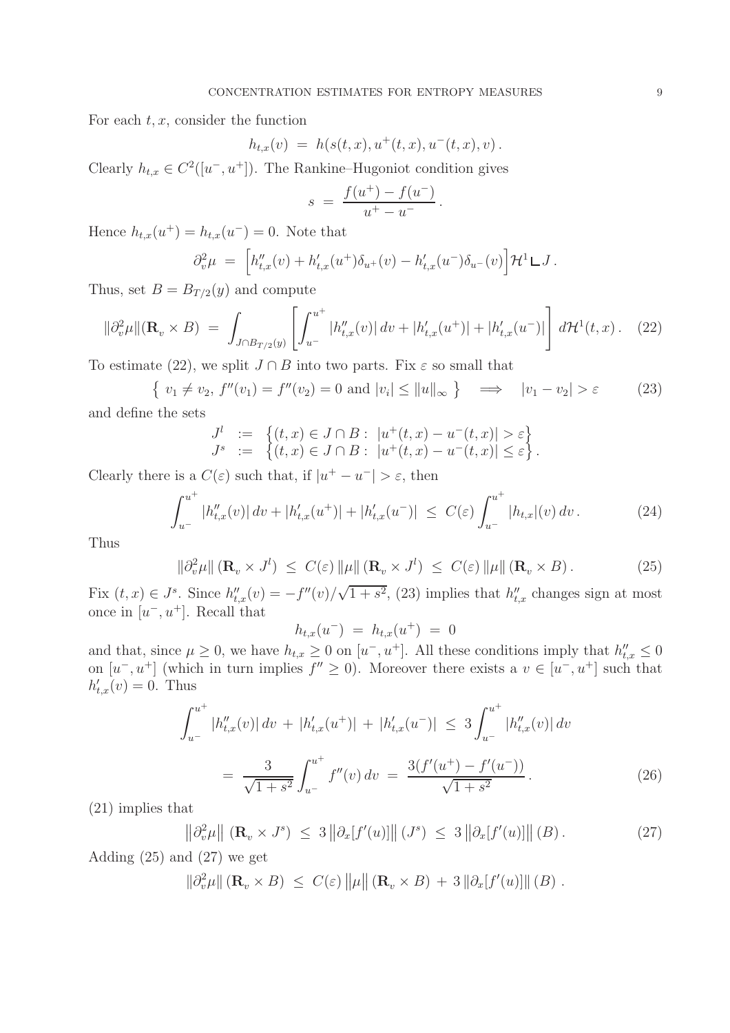For each $t, x$, consider the function

$$h_{t,x}(v) \;=\; h(s(t,x), u^+(t,x), u^-(t,x), v)\,.$$

Clearly $h_{t,x} \in C^2([u^-, u^+])$. The Rankine–Hugoniot condition gives

$$s \;=\; \frac{f(u^+) - f(u^-)}{u^+ - u^-}\,.$$

Hence $h_{t,x}(u^+) = h_{t,x}(u^-) = 0$. Note that

$$\partial_v^2 \mu \;=\; \Big[ h''_{t,x}(v) + h'_{t,x}(u^+)\delta_{u^+}(v) - h'_{t,x}(u^-)\delta_{u^-}(v) \Big] \mathcal{H}^1 \llcorner J\,.$$

Thus, set $B = B_{T/2}(y)$ and compute

$$\|\partial_v^2 \mu\|(\mathbf{R}_v \times B) \;=\; \int_{J \cap B_{T/2}(y)} \left[ \int_{u^-}^{u^+} |h''_{t,x}(v)|\, dv + |h'_{t,x}(u^+)| + |h'_{t,x}(u^-)| \right] d\mathcal{H}^1(t,x)\,. \quad (22)$$

To estimate (22), we split $J \cap B$ into two parts. Fix $\varepsilon$ so small that

$$\left\{\, v_1 \neq v_2,\; f''(v_1) = f''(v_2) = 0 \text{ and } |v_i| \leq \|u\|_\infty \,\right\} \quad \Longrightarrow \quad |v_1 - v_2| > \varepsilon \qquad (23)$$

and define the sets

$$\begin{array}{rcl} J^l & := & \left\{ (t,x) \in J \cap B :\; |u^+(t,x) - u^-(t,x)| > \varepsilon \right\} \\ J^s & := & \left\{ (t,x) \in J \cap B :\; |u^+(t,x) - u^-(t,x)| \leq \varepsilon \right\}. \end{array}$$

Clearly there is a $C(\varepsilon)$ such that, if $|u^+ - u^-| > \varepsilon$, then

$$\int_{u^-}^{u^+} |h''_{t,x}(v)|\, dv + |h'_{t,x}(u^+)| + |h'_{t,x}(u^-)| \;\leq\; C(\varepsilon) \int_{u^-}^{u^+} |h_{t,x}|(v)\, dv\,. \qquad (24)$$

Thus

$$\|\partial_v^2 \mu\|\,(\mathbf{R}_v \times J^l) \;\leq\; C(\varepsilon)\, \|\mu\|\,(\mathbf{R}_v \times J^l) \;\leq\; C(\varepsilon)\, \|\mu\|\,(\mathbf{R}_v \times B)\,. \qquad (25)$$

Fix $(t,x) \in J^s$. Since $h''_{t,x}(v) = -f''(v)/\sqrt{1+s^2}$, (23) implies that $h''_{t,x}$ changes sign at most once in $[u^-, u^+]$. Recall that

$$h_{t,x}(u^-) \;=\; h_{t,x}(u^+) \;=\; 0$$

and that, since $\mu \geq 0$, we have $h_{t,x} \geq 0$ on $[u^-, u^+]$. All these conditions imply that $h''_{t,x} \leq 0$ on $[u^-, u^+]$ (which in turn implies $f'' \geq 0$). Moreover there exists a $v \in [u^-, u^+]$ such that $h'_{t,x}(v) = 0$. Thus

$$\begin{aligned} \int_{u^-}^{u^+} |h''_{t,x}(v)|\, dv \;+\; |h'_{t,x}(u^+)| \;+\; |h'_{t,x}(u^-)| \;&\leq\; 3 \int_{u^-}^{u^+} |h''_{t,x}(v)|\, dv \\ &=\; \frac{3}{\sqrt{1+s^2}} \int_{u^-}^{u^+} f''(v)\, dv \;=\; \frac{3(f'(u^+) - f'(u^-))}{\sqrt{1+s^2}}\,. \end{aligned} \qquad (26)$$

(21) implies that

$$\left\|\partial_v^2 \mu\right\|\,(\mathbf{R}_v \times J^s) \;\leq\; 3 \left\|\partial_x[f'(u)]\right\|(J^s) \;\leq\; 3 \left\|\partial_x[f'(u)]\right\|(B)\,. \qquad (27)$$

Adding (25) and (27) we get

$$\|\partial_v^2 \mu\|\,(\mathbf{R}_v \times B) \;\leq\; C(\varepsilon) \left\|\mu\right\|(\mathbf{R}_v \times B) \;+\; 3 \left\|\partial_x[f'(u)]\right\|(B)\,.$$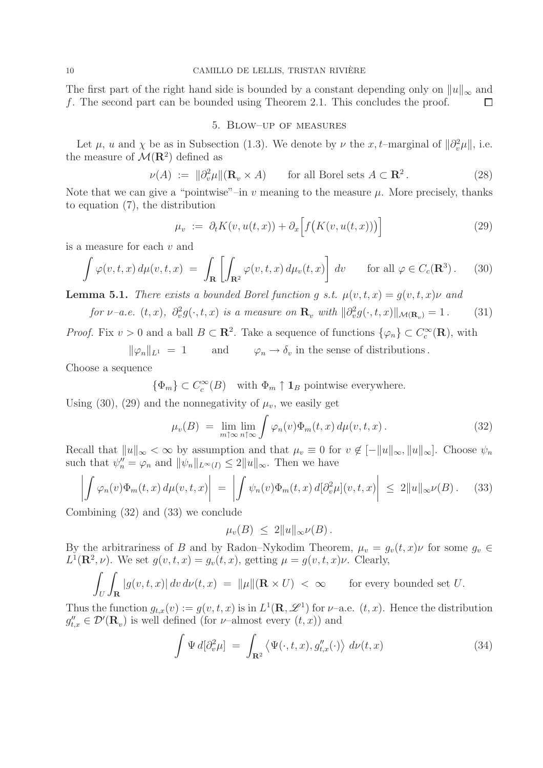The first part of the right hand side is bounded by a constant depending only on $\|u\|_\infty$ and $f$. The second part can be bounded using Theorem 2.1. This concludes the proof. $\square$

## 5. Blow–up of measures

Let $\mu$, $u$ and $\chi$ be as in Subsection (1.3). We denote by $\nu$ the $x,t$–marginal of $\|\partial_v^2\mu\|$, i.e. the measure of $\mathcal{M}(\mathbf{R}^2)$ defined as

$$\nu(A) \;:=\; \|\partial_v^2\mu\|(\mathbf{R}_v \times A) \qquad \text{for all Borel sets } A \subset \mathbf{R}^2\,. \tag{28}$$

Note that we can give a "pointwise"–in $v$ meaning to the measure $\mu$. More precisely, thanks to equation (7), the distribution

$$\mu_v \;:=\; \partial_t K(v, u(t,x)) + \partial_x \Big[ f\big(K(v, u(t,x))\big) \Big] \tag{29}$$

is a measure for each $v$ and

$$\int \varphi(v,t,x)\, d\mu(v,t,x) \;=\; \int_{\mathbf{R}} \left[ \int_{\mathbf{R}^2} \varphi(v,t,x)\, d\mu_v(t,x) \right] dv \qquad \text{for all } \varphi \in C_c(\mathbf{R}^3)\,. \tag{30}$$

**Lemma 5.1.** *There exists a bounded Borel function $g$ s.t. $\mu(v,t,x) = g(v,t,x)\nu$ and*

$$\text{for } \nu\text{–a.e. } (t,x),\; \partial_v^2 g(\cdot,t,x) \text{ is a measure on } \mathbf{R}_v \text{ with } \|\partial_v^2 g(\cdot,t,x)\|_{\mathcal{M}(\mathbf{R}_v)} = 1\,. \tag{31}$$

*Proof.* Fix $v > 0$ and a ball $B \subset \mathbf{R}^2$. Take a sequence of functions $\{\varphi_n\} \subset C_c^\infty(\mathbf{R})$, with

$$\|\varphi_n\|_{L^1} \;=\; 1 \qquad \text{and} \qquad \varphi_n \to \delta_v \text{ in the sense of distributions}\,.$$

Choose a sequence

$$\{\Phi_m\} \subset C_c^\infty(B) \quad \text{with } \Phi_m \uparrow \mathbf{1}_B \text{ pointwise everywhere.}$$

Using (30), (29) and the nonnegativity of $\mu_v$, we easily get

$$\mu_v(B) \;=\; \lim_{m\uparrow\infty}\lim_{n\uparrow\infty} \int \varphi_n(v)\Phi_m(t,x)\, d\mu(v,t,x)\,. \tag{32}$$

Recall that $\|u\|_\infty < \infty$ by assumption and that $\mu_v \equiv 0$ for $v \notin [-\|u\|_\infty, \|u\|_\infty]$. Choose $\psi_n$ such that $\psi_n'' = \varphi_n$ and $\|\psi_n\|_{L^\infty(I)} \le 2\|u\|_\infty$. Then we have

$$\left| \int \varphi_n(v)\Phi_m(t,x)\, d\mu(v,t,x) \right| \;=\; \left| \int \psi_n(v)\Phi_m(t,x)\, d[\partial_v^2\mu](v,t,x) \right| \;\le\; 2\|u\|_\infty \nu(B)\,. \tag{33}$$

Combining (32) and (33) we conclude

$$\mu_v(B) \;\le\; 2\|u\|_\infty \nu(B)\,.$$

By the arbitrariness of $B$ and by Radon–Nykodim Theorem, $\mu_v = g_v(t,x)\nu$ for some $g_v \in L^1(\mathbf{R}^2,\nu)$. We set $g(v,t,x) = g_v(t,x)$, getting $\mu = g(v,t,x)\nu$. Clearly,

$$\int_U \int_{\mathbf{R}} |g(v,t,x)|\, dv\, d\nu(t,x) \;=\; \|\mu\|(\mathbf{R}\times U) \;<\; \infty \qquad \text{for every bounded set } U.$$

Thus the function $g_{t,x}(v) := g(v,t,x)$ is in $L^1(\mathbf{R},\mathscr{L}^1)$ for $\nu$–a.e. $(t,x)$. Hence the distribution $g_{t,x}'' \in \mathcal{D}'(\mathbf{R}_v)$ is well defined (for $\nu$–almost every $(t,x)$) and

$$\int \Psi\, d[\partial_v^2\mu] \;=\; \int_{\mathbf{R}^2} \big\langle \Psi(\cdot,t,x), g_{t,x}''(\cdot) \big\rangle\, d\nu(t,x) \tag{34}$$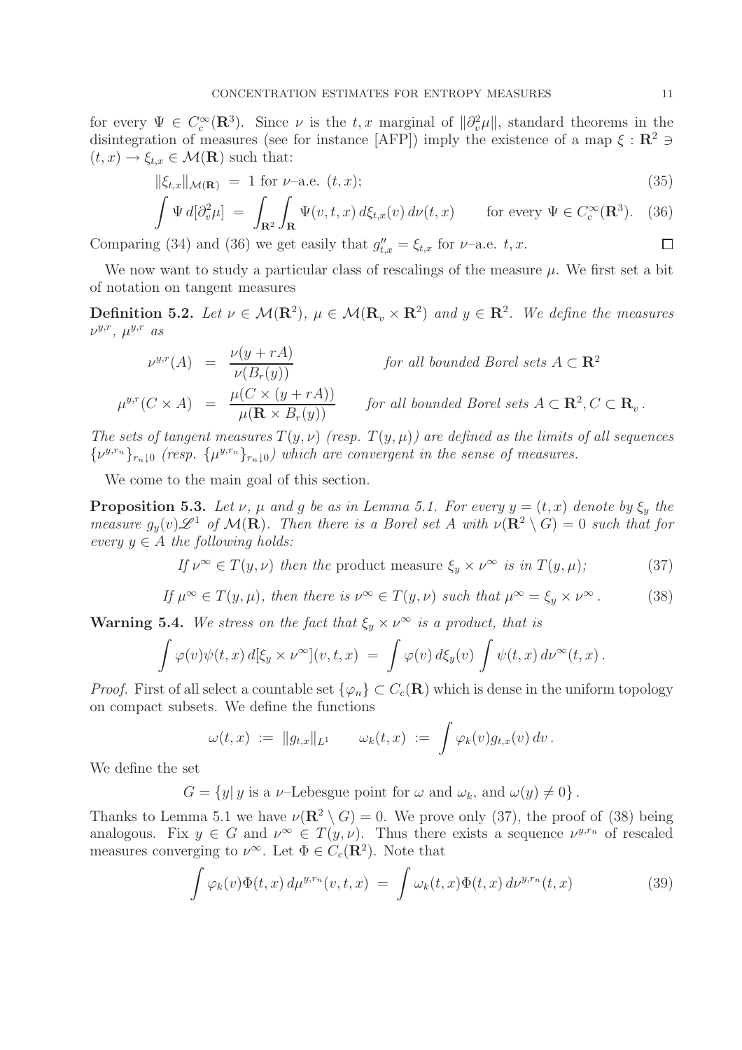for every $\Psi \in C^\infty_c(\mathbf{R}^3)$. Since $\nu$ is the $t,x$ marginal of $\|\partial^2_v \mu\|$, standard theorems in the disintegration of measures (see for instance [AFP]) imply the existence of a map $\xi : \mathbf{R}^2 \ni (t,x) \to \xi_{t,x} \in \mathcal{M}(\mathbf{R})$ such that:

$$\|\xi_{t,x}\|_{\mathcal{M}(\mathbf{R})} \;=\; 1 \text{ for } \nu\text{–a.e. } (t,x); \tag{35}$$

$$\int \Psi \, d[\partial^2_v \mu] \;=\; \int_{\mathbf{R}^2} \int_{\mathbf{R}} \Psi(v,t,x)\, d\xi_{t,x}(v)\, d\nu(t,x) \qquad \text{for every } \Psi \in C^\infty_c(\mathbf{R}^3). \tag{36}$$

Comparing (34) and (36) we get easily that $g''_{t,x} = \xi_{t,x}$ for $\nu$–a.e. $t,x$. $\square$

We now want to study a particular class of rescalings of the measure $\mu$. We first set a bit of notation on tangent measures

**Definition 5.2.** *Let $\nu \in \mathcal{M}(\mathbf{R}^2)$, $\mu \in \mathcal{M}(\mathbf{R}_v \times \mathbf{R}^2)$ and $y \in \mathbf{R}^2$. We define the measures $\nu^{y,r}$, $\mu^{y,r}$ as*

$$\begin{aligned}
\nu^{y,r}(A) &= \frac{\nu(y + rA)}{\nu(B_r(y))} && \text{for all bounded Borel sets } A \subset \mathbf{R}^2 \\
\mu^{y,r}(C \times A) &= \frac{\mu(C \times (y + rA))}{\mu(\mathbf{R} \times B_r(y))} && \text{for all bounded Borel sets } A \subset \mathbf{R}^2, C \subset \mathbf{R}_v .
\end{aligned}$$

*The sets of tangent measures $T(y,\nu)$ (resp. $T(y,\mu)$) are defined as the limits of all sequences $\{\nu^{y,r_n}\}_{r_n \downarrow 0}$ (resp. $\{\mu^{y,r_n}\}_{r_n \downarrow 0}$) which are convergent in the sense of measures.*

We come to the main goal of this section.

**Proposition 5.3.** *Let $\nu$, $\mu$ and $g$ be as in Lemma 5.1. For every $y = (t,x)$ denote by $\xi_y$ the measure $g_y(v)\mathscr{L}^1$ of $\mathcal{M}(\mathbf{R})$. Then there is a Borel set $A$ with $\nu(\mathbf{R}^2 \setminus G) = 0$ such that for every $y \in A$ the following holds:*

$$\text{If } \nu^\infty \in T(y,\nu) \text{ then the product measure } \xi_y \times \nu^\infty \text{ is in } T(y,\mu); \tag{37}$$

$$\text{If } \mu^\infty \in T(y,\mu), \text{ then there is } \nu^\infty \in T(y,\nu) \text{ such that } \mu^\infty = \xi_y \times \nu^\infty . \tag{38}$$

**Warning 5.4.** *We stress on the fact that $\xi_y \times \nu^\infty$ is a product, that is*

$$\int \varphi(v)\psi(t,x)\, d[\xi_y \times \nu^\infty](v,t,x) \;=\; \int \varphi(v)\, d\xi_y(v) \int \psi(t,x)\, d\nu^\infty(t,x) .$$

*Proof.* First of all select a countable set $\{\varphi_n\} \subset C_c(\mathbf{R})$ which is dense in the uniform topology on compact subsets. We define the functions

$$\omega(t,x) \;:=\; \|g_{t,x}\|_{L^1} \qquad \omega_k(t,x) \;:=\; \int \varphi_k(v) g_{t,x}(v)\, dv .$$

We define the set

$$G = \{y |\, y \text{ is a } \nu\text{–Lebesgue point for } \omega \text{ and } \omega_k, \text{ and } \omega(y) \neq 0\} .$$

Thanks to Lemma 5.1 we have $\nu(\mathbf{R}^2 \setminus G) = 0$. We prove only (37), the proof of (38) being analogous. Fix $y \in G$ and $\nu^\infty \in T(y,\nu)$. Thus there exists a sequence $\nu^{y,r_n}$ of rescaled measures converging to $\nu^\infty$. Let $\Phi \in C_c(\mathbf{R}^2)$. Note that

$$\int \varphi_k(v)\Phi(t,x)\, d\mu^{y,r_n}(v,t,x) \;=\; \int \omega_k(t,x)\Phi(t,x)\, d\nu^{y,r_n}(t,x) \tag{39}$$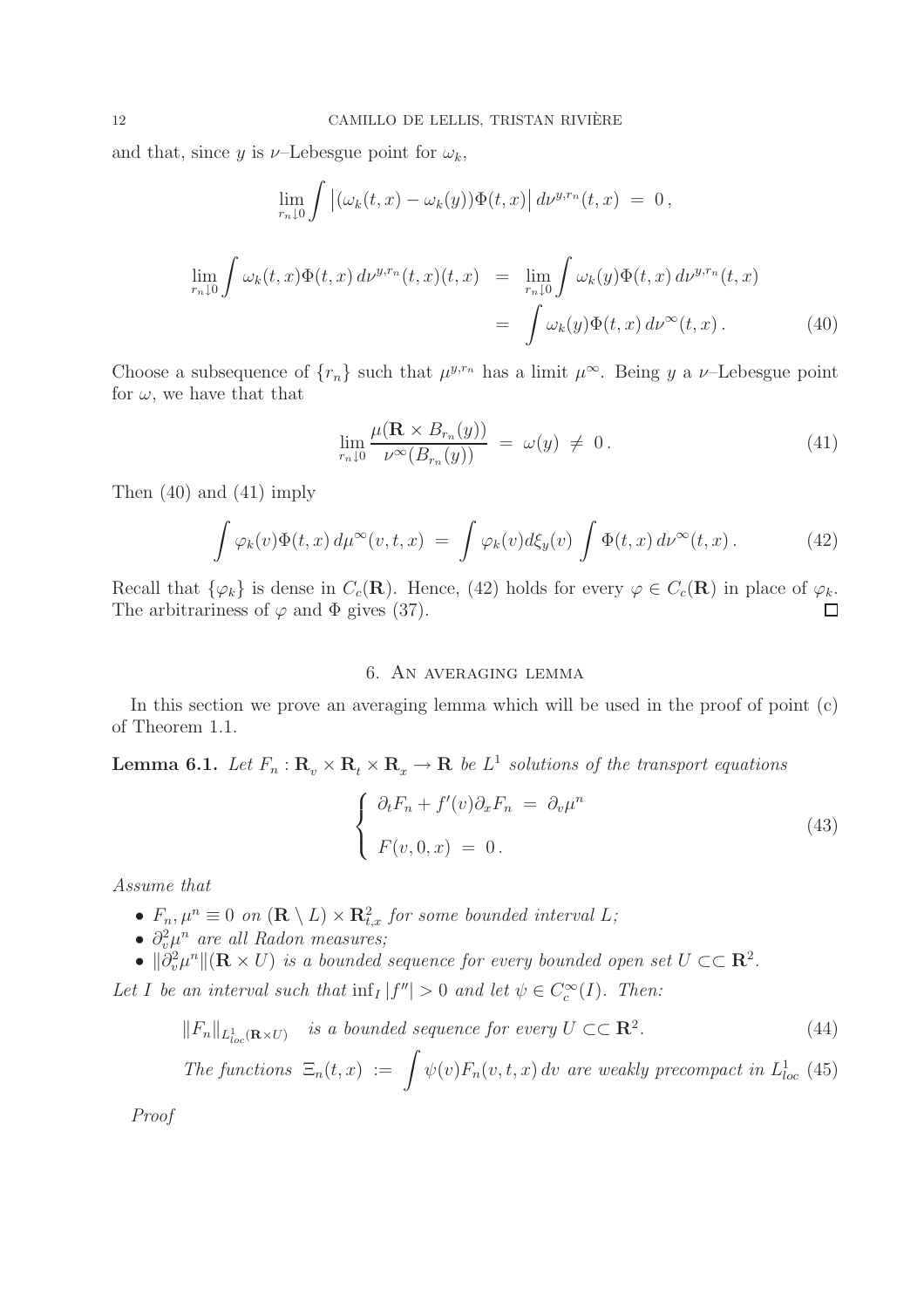and that, since $y$ is $\nu$–Lebesgue point for $\omega_k$,

$$\lim_{r_n \downarrow 0} \int \left| (\omega_k(t,x) - \omega_k(y)) \Phi(t,x) \right| d\nu^{y,r_n}(t,x) \;=\; 0\,,$$

$$\begin{aligned}
\lim_{r_n \downarrow 0} \int \omega_k(t,x) \Phi(t,x)\, d\nu^{y,r_n}(t,x)(t,x) \;&=\; \lim_{r_n \downarrow 0} \int \omega_k(y) \Phi(t,x)\, d\nu^{y,r_n}(t,x) \\
&=\; \int \omega_k(y) \Phi(t,x)\, d\nu^{\infty}(t,x)\,.
\end{aligned} \tag{40}$$

Choose a subsequence of $\{r_n\}$ such that $\mu^{y,r_n}$ has a limit $\mu^\infty$. Being $y$ a $\nu$–Lebesgue point for $\omega$, we have that that

$$\lim_{r_n \downarrow 0} \frac{\mu(\mathbf{R} \times B_{r_n}(y))}{\nu^\infty(B_{r_n}(y))} \;=\; \omega(y) \;\neq\; 0\,. \tag{41}$$

Then (40) and (41) imply

$$\int \varphi_k(v) \Phi(t,x)\, d\mu^\infty(v,t,x) \;=\; \int \varphi_k(v) d\xi_y(v) \int \Phi(t,x)\, d\nu^\infty(t,x)\,. \tag{42}$$

Recall that $\{\varphi_k\}$ is dense in $C_c(\mathbf{R})$. Hence, (42) holds for every $\varphi \in C_c(\mathbf{R})$ in place of $\varphi_k$. The arbitrariness of $\varphi$ and $\Phi$ gives (37). □

## 6. An averaging lemma

In this section we prove an averaging lemma which will be used in the proof of point (c) of Theorem 1.1.

**Lemma 6.1.** *Let $F_n : \mathbf{R}_v \times \mathbf{R}_t \times \mathbf{R}_x \to \mathbf{R}$ be $L^1$ solutions of the transport equations*

$$\left\{ \begin{array}{l} \partial_t F_n + f'(v) \partial_x F_n \;=\; \partial_v \mu^n \\[2mm] F(v,0,x) \;=\; 0\,. \end{array} \right. \tag{43}$$

*Assume that*

- $F_n, \mu^n \equiv 0$ *on* $(\mathbf{R} \setminus L) \times \mathbf{R}^2_{t,x}$ *for some bounded interval* $L$;
- $\partial^2_v \mu^n$ *are all Radon measures;*
- $\|\partial^2_v \mu^n\|(\mathbf{R} \times U)$ *is a bounded sequence for every bounded open set* $U \subset\subset \mathbf{R}^2$.

*Let $I$ be an interval such that $\inf_I |f''| > 0$ and let $\psi \in C^\infty_c(I)$. Then:*

$$\|F_n\|_{L^1_{loc}(\mathbf{R} \times U)} \quad \textit{is a bounded sequence for every } U \subset\subset \mathbf{R}^2. \tag{44}$$

$$\textit{The functions } \;\Xi_n(t,x) \;:=\; \int \psi(v) F_n(v,t,x)\, dv \; \textit{ are weakly precompact in } L^1_{loc} \tag{45}$$

*Proof*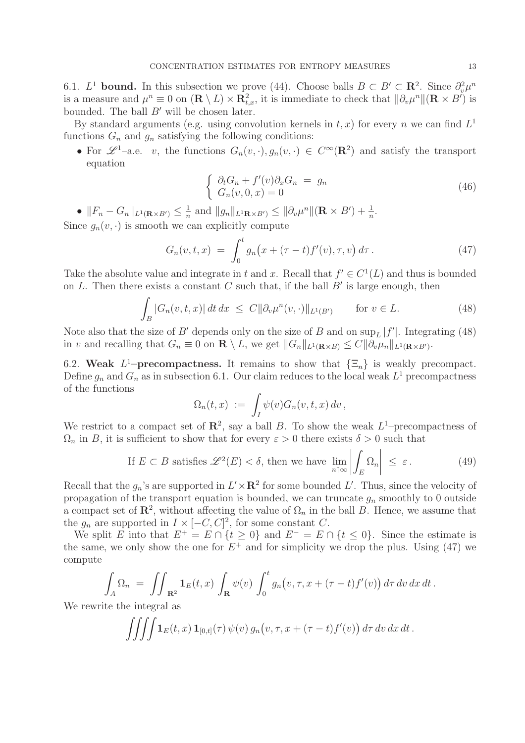6.1. $L^1$ **bound.** In this subsection we prove (44). Choose balls $B \subset B' \subset \mathbf{R}^2$. Since $\partial_v^2 \mu^n$ is a measure and $\mu^n \equiv 0$ on $(\mathbf{R} \setminus L) \times \mathbf{R}^2_{t,x}$, it is immediate to check that $\|\partial_v \mu^n\|(\mathbf{R} \times B')$ is bounded. The ball $B'$ will be chosen later.

By standard arguments (e.g. using convolution kernels in $t, x$) for every $n$ we can find $L^1$ functions $G_n$ and $g_n$ satisfying the following conditions:

- For $\mathscr{L}^1$–a.e. $v$, the functions $G_n(v, \cdot), g_n(v, \cdot) \in C^\infty(\mathbf{R}^2)$ and satisfy the transport equation

$$\begin{cases} \partial_t G_n + f'(v) \partial_x G_n \;=\; g_n \\ G_n(v, 0, x) = 0 \end{cases} \tag{46}$$

- $\|F_n - G_n\|_{L^1(\mathbf{R}\times B')} \leq \frac{1}{n}$ and $\|g_n\|_{L^1\mathbf{R}\times B')} \leq \|\partial_v \mu^n\|(\mathbf{R} \times B') + \frac{1}{n}$.

Since $g_n(v, \cdot)$ is smooth we can explicitly compute

$$G_n(v, t, x) \;=\; \int_0^t g_n\big(x + (\tau - t) f'(v), \tau, v\big)\, d\tau\,. \tag{47}$$

Take the absolute value and integrate in $t$ and $x$. Recall that $f' \in C^1(L)$ and thus is bounded on $L$. Then there exists a constant $C$ such that, if the ball $B'$ is large enough, then

$$\int_B |G_n(v, t, x)|\, dt\, dx \;\leq\; C \|\partial_v \mu^n(v, \cdot)\|_{L^1(B')} \qquad \text{for } v \in L. \tag{48}$$

Note also that the size of $B'$ depends only on the size of $B$ and on $\sup_L |f'|$. Integrating (48) in $v$ and recalling that $G_n \equiv 0$ on $\mathbf{R} \setminus L$, we get $\|G_n\|_{L^1(\mathbf{R}\times B)} \leq C \|\partial_v \mu_n\|_{L^1(\mathbf{R}\times B')}$.

6.2. **Weak $L^1$–precompactness.** It remains to show that $\{\Xi_n\}$ is weakly precompact. Define $g_n$ and $G_n$ as in subsection 6.1. Our claim reduces to the local weak $L^1$ precompactness of the functions

$$\Omega_n(t, x) \;:=\; \int_I \psi(v) G_n(v, t, x)\, dv\,,$$

We restrict to a compact set of $\mathbf{R}^2$, say a ball $B$. To show the weak $L^1$–precompactness of $\Omega_n$ in $B$, it is sufficient to show that for every $\varepsilon > 0$ there exists $\delta > 0$ such that

$$\text{If } E \subset B \text{ satisfies } \mathscr{L}^2(E) < \delta, \text{ then we have } \lim_{n\uparrow\infty} \left| \int_E \Omega_n \right| \;\leq\; \varepsilon\,. \tag{49}$$

Recall that the $g_n$'s are supported in $L' \times \mathbf{R}^2$ for some bounded $L'$. Thus, since the velocity of propagation of the transport equation is bounded, we can truncate $g_n$ smoothly to 0 outside a compact set of $\mathbf{R}^2$, without affecting the value of $\Omega_n$ in the ball $B$. Hence, we assume that the $g_n$ are supported in $I \times [-C, C]^2$, for some constant $C$.

We split $E$ into that $E^+ = E \cap \{t \geq 0\}$ and $E^- = E \cap \{t \leq 0\}$. Since the estimate is the same, we only show the one for $E^+$ and for simplicity we drop the plus. Using (47) we compute

$$\int_A \Omega_n \;=\; \iint_{\mathbf{R}^2} \mathbf{1}_E(t, x) \int_{\mathbf{R}} \psi(v) \int_0^t g_n\big(v, \tau, x + (\tau - t) f'(v)\big)\, d\tau\, dv\, dx\, dt\,.$$

We rewrite the integral as

$$\iiiint \mathbf{1}_E(t, x)\, \mathbf{1}_{[0,t]}(\tau)\, \psi(v)\, g_n\big(v, \tau, x + (\tau - t) f'(v)\big)\, d\tau\, dv\, dx\, dt\,.$$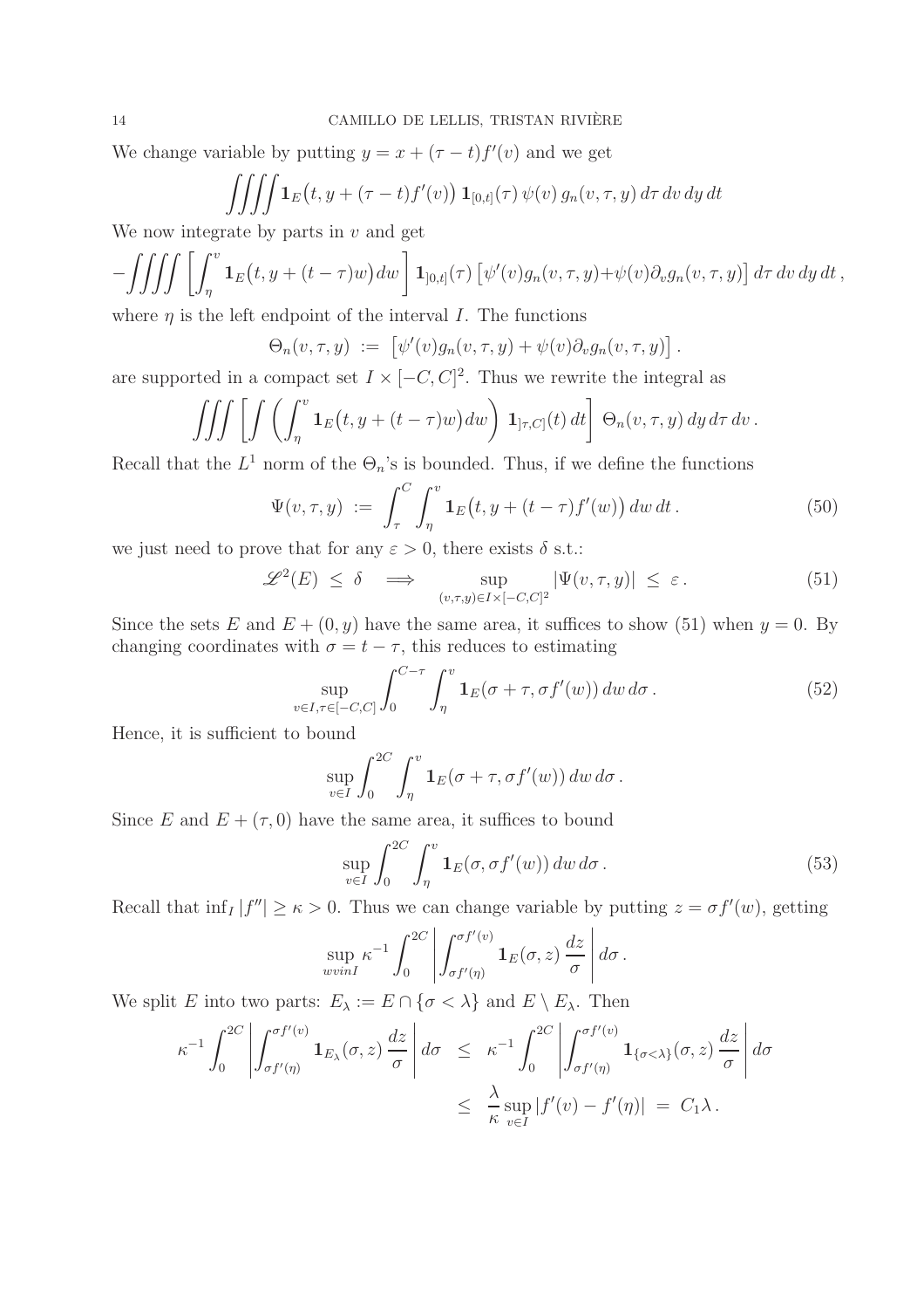We change variable by putting $y = x + (\tau - t)f'(v)$ and we get

$$
\iiiint \mathbf{1}_E\big(t, y + (\tau - t)f'(v)\big)\,\mathbf{1}_{[0,t]}(\tau)\,\psi(v)\,g_n(v,\tau,y)\,d\tau\,dv\,dy\,dt
$$

We now integrate by parts in $v$ and get

$$
-\iiiint \left[\int_\eta^v \mathbf{1}_E\big(t, y + (t-\tau)w\big)\,dw\right]\mathbf{1}_{]0,t]}(\tau)\left[\psi'(v)g_n(v,\tau,y)+\psi(v)\partial_v g_n(v,\tau,y)\right]d\tau\,dv\,dy\,dt\,,
$$

where $\eta$ is the left endpoint of the interval $I$. The functions

$$
\Theta_n(v,\tau,y) := \left[\psi'(v)g_n(v,\tau,y) + \psi(v)\partial_v g_n(v,\tau,y)\right].
$$

are supported in a compact set $I \times [-C,C]^2$. Thus we rewrite the integral as

$$
\iiint \left[\int \left(\int_\eta^v \mathbf{1}_E\big(t, y + (t-\tau)w\big)\,dw\right)\,\mathbf{1}_{]\tau,C]}(t)\,dt\right]\,\Theta_n(v,\tau,y)\,dy\,d\tau\,dv\,.
$$

Recall that the $L^1$ norm of the $\Theta_n$'s is bounded. Thus, if we define the functions

$$
\Psi(v,\tau,y) := \int_\tau^C \int_\eta^v \mathbf{1}_E\big(t, y + (t-\tau)f'(w)\big)\,dw\,dt\,. \tag{50}
$$

we just need to prove that for any $\varepsilon > 0$, there exists $\delta$ s.t.:

$$
\mathscr{L}^2(E) \le \delta \quad \Longrightarrow \quad \sup_{(v,\tau,y)\in I\times[-C,C]^2} |\Psi(v,\tau,y)| \le \varepsilon\,. \tag{51}
$$

Since the sets $E$ and $E + (0,y)$ have the same area, it suffices to show (51) when $y = 0$. By changing coordinates with $\sigma = t - \tau$, this reduces to estimating

$$
\sup_{v\in I,\tau\in[-C,C]} \int_0^{C-\tau}\int_\eta^v \mathbf{1}_E(\sigma+\tau, \sigma f'(w))\,dw\,d\sigma\,. \tag{52}
$$

Hence, it is sufficient to bound

$$
\sup_{v\in I} \int_0^{2C}\int_\eta^v \mathbf{1}_E(\sigma+\tau, \sigma f'(w))\,dw\,d\sigma\,.
$$

Since $E$ and $E + (\tau, 0)$ have the same area, it suffices to bound

$$
\sup_{v\in I} \int_0^{2C}\int_\eta^v \mathbf{1}_E(\sigma, \sigma f'(w))\,dw\,d\sigma\,. \tag{53}
$$

Recall that $\inf_I |f''| \ge \kappa > 0$. Thus we can change variable by putting $z = \sigma f'(w)$, getting

$$
\sup_{wvinI} \kappa^{-1} \int_0^{2C}\left|\int_{\sigma f'(\eta)}^{\sigma f'(v)} \mathbf{1}_E(\sigma, z)\,\frac{dz}{\sigma}\right| d\sigma\,.
$$

We split $E$ into two parts: $E_\lambda := E \cap \{\sigma < \lambda\}$ and $E \setminus E_\lambda$. Then

$$
\begin{aligned}
\kappa^{-1}\int_0^{2C}\left|\int_{\sigma f'(\eta)}^{\sigma f'(v)} \mathbf{1}_{E_\lambda}(\sigma,z)\,\frac{dz}{\sigma}\right| d\sigma &\le \kappa^{-1}\int_0^{2C}\left|\int_{\sigma f'(\eta)}^{\sigma f'(v)} \mathbf{1}_{\{\sigma<\lambda\}}(\sigma,z)\,\frac{dz}{\sigma}\right| d\sigma \\
&\le \frac{\lambda}{\kappa}\sup_{v\in I}|f'(v) - f'(\eta)| \;=\; C_1\lambda\,.
\end{aligned}
$$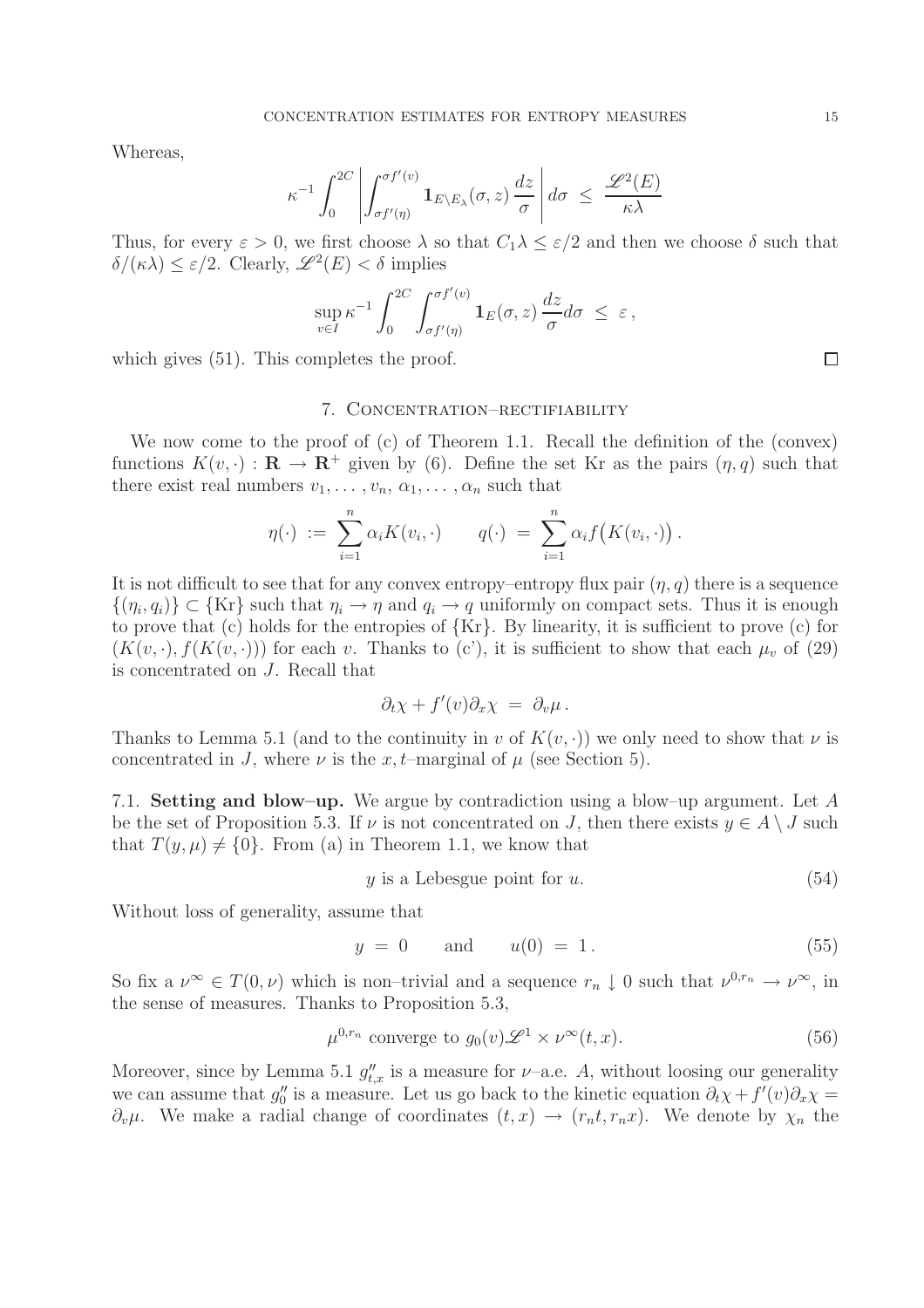Whereas,

$$\kappa^{-1}\int_0^{2C}\left|\int_{\sigma f'(\eta)}^{\sigma f'(v)} \mathbf{1}_{E\setminus E_\lambda}(\sigma,z)\,\frac{dz}{\sigma}\right| d\sigma \;\le\; \frac{\mathscr{L}^2(E)}{\kappa\lambda}$$

Thus, for every $\varepsilon > 0$, we first choose $\lambda$ so that $C_1\lambda \le \varepsilon/2$ and then we choose $\delta$ such that $\delta/(\kappa\lambda) \le \varepsilon/2$. Clearly, $\mathscr{L}^2(E) < \delta$ implies

$$\sup_{v\in I}\kappa^{-1}\int_0^{2C}\int_{\sigma f'(\eta)}^{\sigma f'(v)} \mathbf{1}_E(\sigma,z)\,\frac{dz}{\sigma}d\sigma \;\le\; \varepsilon\,,$$

which gives (51). This completes the proof. □

## 7. Concentration–rectifiability

We now come to the proof of (c) of Theorem 1.1. Recall the definition of the (convex) functions $K(v,\cdot):\mathbf{R}\to\mathbf{R}^+$ given by (6). Define the set Kr as the pairs $(\eta, q)$ such that there exist real numbers $v_1,\dots,v_n$, $\alpha_1,\dots,\alpha_n$ such that

$$\eta(\cdot) \;:=\; \sum_{i=1}^n \alpha_i K(v_i,\cdot) \qquad q(\cdot) \;=\; \sum_{i=1}^n \alpha_i f\big(K(v_i,\cdot)\big)\,.$$

It is not difficult to see that for any convex entropy–entropy flux pair $(\eta, q)$ there is a sequence $\{(\eta_i,q_i)\}\subset\{\mathrm{Kr}\}$ such that $\eta_i\to\eta$ and $q_i\to q$ uniformly on compact sets. Thus it is enough to prove that (c) holds for the entropies of $\{\mathrm{Kr}\}$. By linearity, it is sufficient to prove (c) for $(K(v,\cdot), f(K(v,\cdot)))$ for each $v$. Thanks to (c'), it is sufficient to show that each $\mu_v$ of (29) is concentrated on $J$. Recall that

$$\partial_t\chi + f'(v)\partial_x\chi \;=\; \partial_v\mu\,.$$

Thanks to Lemma 5.1 (and to the continuity in $v$ of $K(v,\cdot)$) we only need to show that $\nu$ is concentrated in $J$, where $\nu$ is the $x,t$–marginal of $\mu$ (see Section 5).

### 7.1. Setting and blow–up.

We argue by contradiction using a blow–up argument. Let $A$ be the set of Proposition 5.3. If $\nu$ is not concentrated on $J$, then there exists $y\in A\setminus J$ such that $T(y,\mu)\neq\{0\}$. From (a) in Theorem 1.1, we know that

$$y \text{ is a Lebesgue point for } u. \tag{54}$$

Without loss of generality, assume that

$$y \;=\; 0 \qquad\text{and}\qquad u(0) \;=\; 1\,. \tag{55}$$

So fix a $\nu^\infty\in T(0,\nu)$ which is non–trivial and a sequence $r_n\downarrow 0$ such that $\nu^{0,r_n}\to\nu^\infty$, in the sense of measures. Thanks to Proposition 5.3,

$$\mu^{0,r_n} \text{ converge to } g_0(v)\mathscr{L}^1\times\nu^\infty(t,x). \tag{56}$$

Moreover, since by Lemma 5.1 $g''_{t,x}$ is a measure for $\nu$–a.e. $A$, without loosing our generality we can assume that $g''_0$ is a measure. Let us go back to the kinetic equation $\partial_t\chi + f'(v)\partial_x\chi = \partial_v\mu$. We make a radial change of coordinates $(t,x)\to(r_nt, r_nx)$. We denote by $\chi_n$ the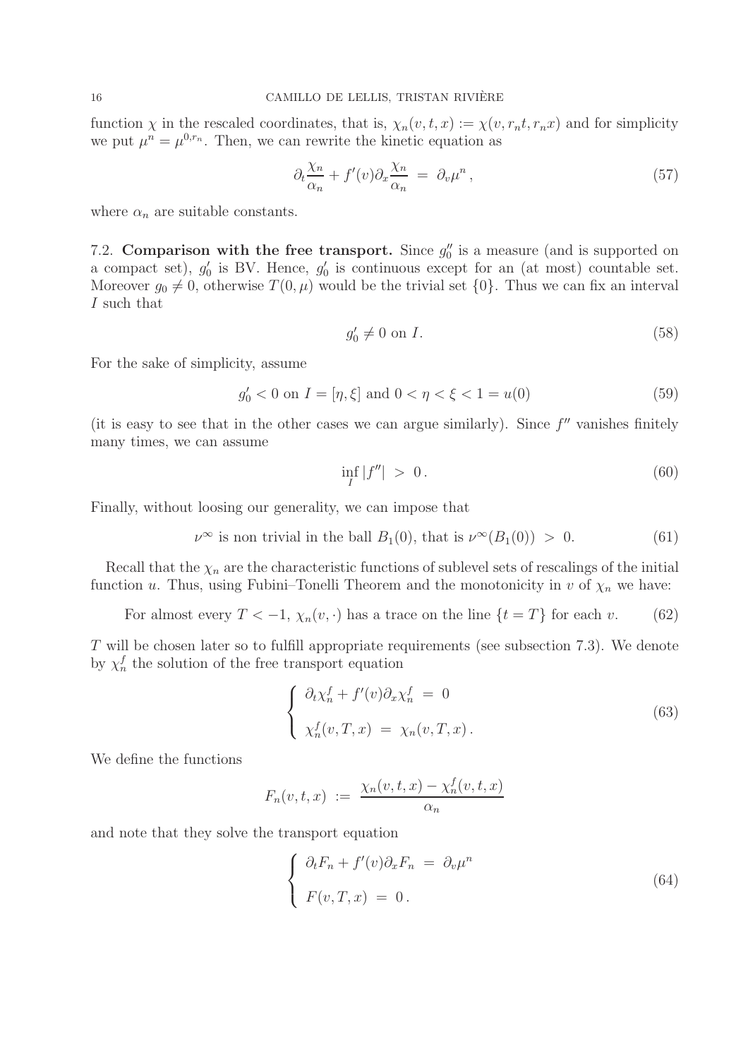function $\chi$ in the rescaled coordinates, that is, $\chi_n(v,t,x) := \chi(v, r_n t, r_n x)$ and for simplicity we put $\mu^n = \mu^{0,r_n}$. Then, we can rewrite the kinetic equation as

$$
\partial_t \frac{\chi_n}{\alpha_n} + f'(v)\partial_x \frac{\chi_n}{\alpha_n} \;=\; \partial_v \mu^n \,, \tag{57}
$$

where $\alpha_n$ are suitable constants.

7.2. **Comparison with the free transport.** Since $g_0''$ is a measure (and is supported on a compact set), $g_0'$ is BV. Hence, $g_0'$ is continuous except for an (at most) countable set. Moreover $g_0 \neq 0$, otherwise $T(0,\mu)$ would be the trivial set $\{0\}$. Thus we can fix an interval $I$ such that

$$
g_0' \neq 0 \text{ on } I. \tag{58}
$$

For the sake of simplicity, assume

$$
g_0' < 0 \text{ on } I = [\eta, \xi] \text{ and } 0 < \eta < \xi < 1 = u(0) \tag{59}
$$

(it is easy to see that in the other cases we can argue similarly). Since $f''$ vanishes finitely many times, we can assume

$$
\inf_I |f''| \;>\; 0\,. \tag{60}
$$

Finally, without loosing our generality, we can impose that

$$
\nu^\infty \text{ is non trivial in the ball } B_1(0), \text{ that is } \nu^\infty(B_1(0)) \;>\; 0. \tag{61}
$$

Recall that the $\chi_n$ are the characteristic functions of sublevel sets of rescalings of the initial function $u$. Thus, using Fubini–Tonelli Theorem and the monotonicity in $v$ of $\chi_n$ we have:

$$
\text{For almost every } T < -1,\ \chi_n(v,\cdot) \text{ has a trace on the line } \{t = T\} \text{ for each } v. \tag{62}
$$

$T$ will be chosen later so to fulfill appropriate requirements (see subsection 7.3). We denote by $\chi_n^f$ the solution of the free transport equation

$$
\left\{
\begin{array}{l}
\partial_t \chi_n^f + f'(v)\partial_x \chi_n^f \;=\; 0 \\[2mm]
\chi_n^f(v,T,x) \;=\; \chi_n(v,T,x)\,.
\end{array}
\right. \tag{63}
$$

We define the functions

$$
F_n(v,t,x) \;:=\; \frac{\chi_n(v,t,x) - \chi_n^f(v,t,x)}{\alpha_n}
$$

and note that they solve the transport equation

$$
\left\{
\begin{array}{l}
\partial_t F_n + f'(v)\partial_x F_n \;=\; \partial_v \mu^n \\[2mm]
F(v,T,x) \;=\; 0\,.
\end{array}
\right. \tag{64}
$$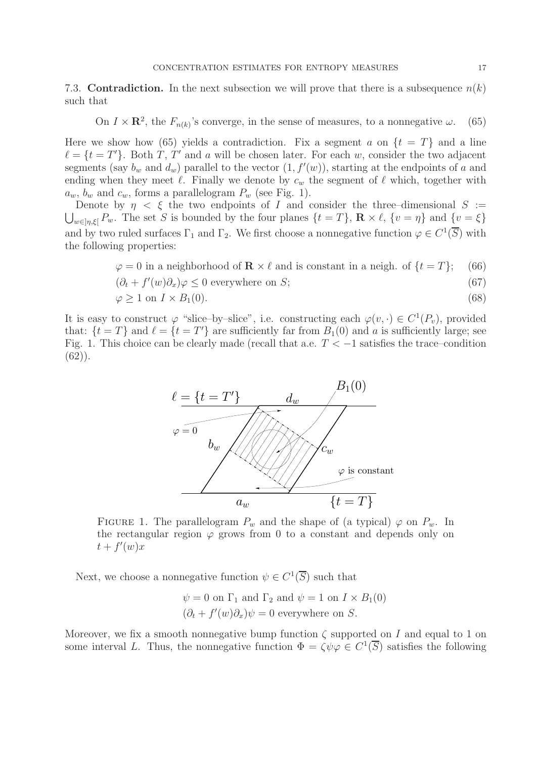7.3. **Contradiction.** In the next subsection we will prove that there is a subsequence $n(k)$ such that

$$\text{On } I \times \mathbf{R}^2, \text{ the } F_{n(k)}\text{'s converge, in the sense of measures, to a nonnegative } \omega. \quad (65)$$

Here we show how (65) yields a contradiction. Fix a segment $a$ on $\{t = T\}$ and a line $\ell = \{t = T'\}$. Both $T$, $T'$ and $a$ will be chosen later. For each $w$, consider the two adjacent segments (say $b_w$ and $d_w$) parallel to the vector $(1, f'(w))$, starting at the endpoints of $a$ and ending when they meet $\ell$. Finally we denote by $c_w$ the segment of $\ell$ which, together with $a_w$, $b_w$ and $c_w$, forms a parallelogram $P_w$ (see Fig. 1).

Denote by $\eta < \xi$ the two endpoints of $I$ and consider the three–dimensional $S := \bigcup_{w \in ]\eta,\xi[} P_w$. The set $S$ is bounded by the four planes $\{t = T\}$, $\mathbf{R} \times \ell$, $\{v = \eta\}$ and $\{v = \xi\}$ and by two ruled surfaces $\Gamma_1$ and $\Gamma_2$. We first choose a nonnegative function $\varphi \in C^1(\overline{S})$ with the following properties:

$$\varphi = 0 \text{ in a neighborhood of } \mathbf{R} \times \ell \text{ and is constant in a neigh. of } \{t = T\}; \quad (66)$$

$$(\partial_t + f'(w)\partial_x)\varphi \leq 0 \text{ everywhere on } S; \quad (67)$$

$$\varphi \geq 1 \text{ on } I \times B_1(0). \quad (68)$$

It is easy to construct $\varphi$ "slice–by–slice", i.e. constructing each $\varphi(v, \cdot) \in C^1(P_v)$, provided that: $\{t = T\}$ and $\ell = \{t = T'\}$ are sufficiently far from $B_1(0)$ and $a$ is sufficiently large; see Fig. 1. This choice can be clearly made (recall that a.e. $T < -1$ satisfies the trace–condition (62)).

FIGURE 1. The parallelogram $P_w$ and the shape of (a typical) $\varphi$ on $P_w$. In the rectangular region $\varphi$ grows from 0 to a constant and depends only on $t + f'(w)x$

Next, we choose a nonnegative function $\psi \in C^1(\overline{S})$ such that

$$\psi = 0 \text{ on } \Gamma_1 \text{ and } \Gamma_2 \text{ and } \psi = 1 \text{ on } I \times B_1(0)$$
$$(\partial_t + f'(w)\partial_x)\psi = 0 \text{ everywhere on } S.$$

Moreover, we fix a smooth nonnegative bump function $\zeta$ supported on $I$ and equal to 1 on some interval $L$. Thus, the nonnegative function $\Phi = \zeta\psi\varphi \in C^1(\overline{S})$ satisfies the following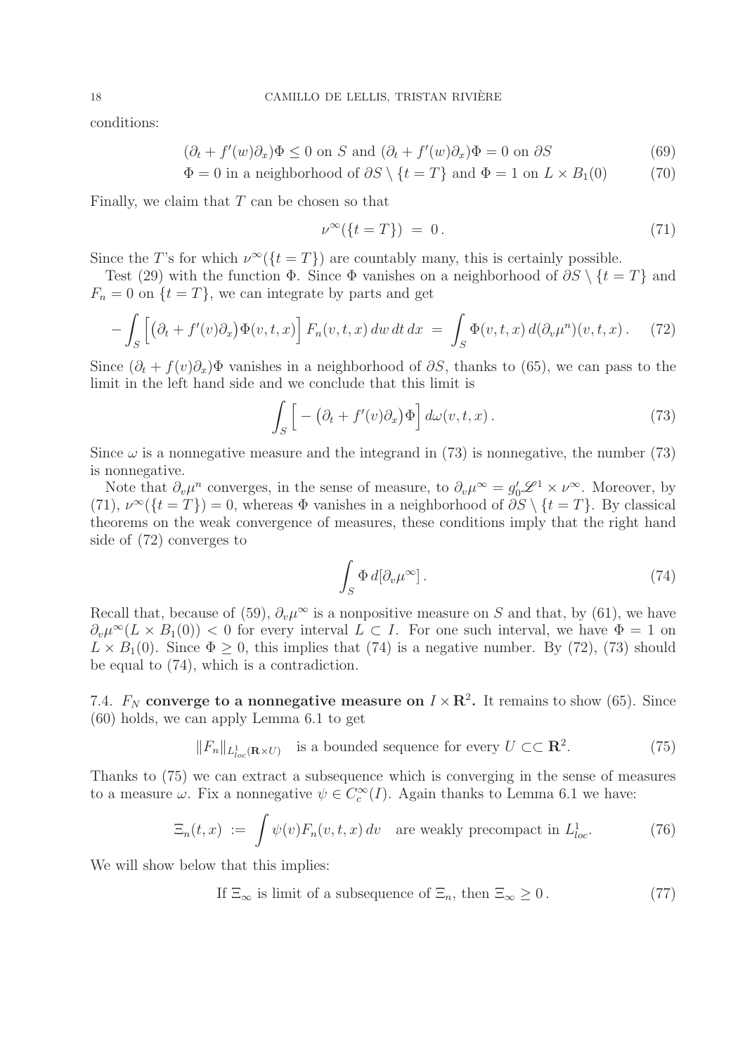conditions:

$$
(\partial_t + f'(w)\partial_x)\Phi \leq 0 \text{ on } S \text{ and } (\partial_t + f'(w)\partial_x)\Phi = 0 \text{ on } \partial S \tag{69}
$$

$$
\Phi = 0 \text{ in a neighborhood of } \partial S \setminus \{t = T\} \text{ and } \Phi = 1 \text{ on } L \times B_1(0) \tag{70}
$$

Finally, we claim that $T$ can be chosen so that

$$
\nu^\infty(\{t = T\}) \;=\; 0\,. \tag{71}
$$

Since the $T$'s for which $\nu^\infty(\{t = T\})$ are countably many, this is certainly possible.

Test (29) with the function $\Phi$. Since $\Phi$ vanishes on a neighborhood of $\partial S \setminus \{t = T\}$ and $F_n = 0$ on $\{t = T\}$, we can integrate by parts and get

$$
-\int_S \Big[\big(\partial_t + f'(v)\partial_x\big)\Phi(v,t,x)\Big]\, F_n(v,t,x)\, dw\, dt\, dx \;=\; \int_S \Phi(v,t,x)\, d(\partial_v \mu^n)(v,t,x)\,. \tag{72}
$$

Since $(\partial_t + f(v)\partial_x)\Phi$ vanishes in a neighborhood of $\partial S$, thanks to (65), we can pass to the limit in the left hand side and we conclude that this limit is

$$
\int_S \Big[-\big(\partial_t + f'(v)\partial_x\big)\Phi\Big]\, d\omega(v,t,x)\,. \tag{73}
$$

Since $\omega$ is a nonnegative measure and the integrand in (73) is nonnegative, the number (73) is nonnegative.

Note that $\partial_v \mu^n$ converges, in the sense of measure, to $\partial_v \mu^\infty = g_0' \mathscr{L}^1 \times \nu^\infty$. Moreover, by (71), $\nu^\infty(\{t = T\}) = 0$, whereas $\Phi$ vanishes in a neighborhood of $\partial S \setminus \{t = T\}$. By classical theorems on the weak convergence of measures, these conditions imply that the right hand side of (72) converges to

$$
\int_S \Phi\, d[\partial_v \mu^\infty]\,. \tag{74}
$$

Recall that, because of (59), $\partial_v \mu^\infty$ is a nonpositive measure on $S$ and that, by (61), we have $\partial_v \mu^\infty(L \times B_1(0)) < 0$ for every interval $L \subset I$. For one such interval, we have $\Phi = 1$ on $L \times B_1(0)$. Since $\Phi \geq 0$, this implies that (74) is a negative number. By (72), (73) should be equal to (74), which is a contradiction.

## 7.4. $F_N$ converge to a nonnegative measure on $I \times \mathbf{R}^2$.

It remains to show (65). Since (60) holds, we can apply Lemma 6.1 to get

$$
\|F_n\|_{L^1_{loc}(\mathbf{R}\times U)} \quad \text{is a bounded sequence for every } U \subset\subset \mathbf{R}^2. \tag{75}
$$

Thanks to (75) we can extract a subsequence which is converging in the sense of measures to a measure $\omega$. Fix a nonnegative $\psi \in C^\infty_c(I)$. Again thanks to Lemma 6.1 we have:

$$
\Xi_n(t,x) \;:=\; \int \psi(v) F_n(v,t,x)\, dv \quad \text{are weakly precompact in } L^1_{loc}. \tag{76}
$$

We will show below that this implies:

$$
\text{If } \Xi_\infty \text{ is limit of a subsequence of } \Xi_n, \text{ then } \Xi_\infty \geq 0\,. \tag{77}
$$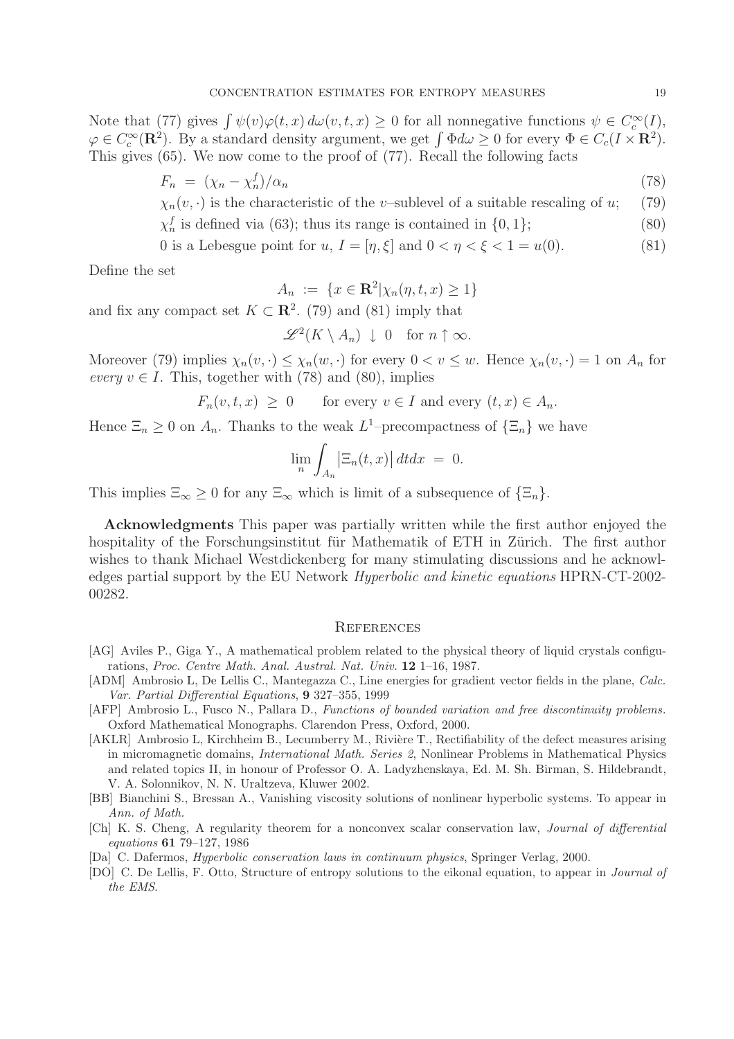Note that (77) gives $\int \psi(v)\varphi(t,x)\,d\omega(v,t,x) \geq 0$ for all nonnegative functions $\psi \in C_c^\infty(I)$, $\varphi \in C_c^\infty(\mathbf{R}^2)$. By a standard density argument, we get $\int \Phi d\omega \geq 0$ for every $\Phi \in C_c(I \times \mathbf{R}^2)$. This gives (65). We now come to the proof of (77). Recall the following facts

$$F_n \;=\; (\chi_n - \chi_n^f)/\alpha_n \tag{78}$$

$$\chi_n(v,\cdot) \text{ is the characteristic of the } v\text{–sublevel of a suitable rescaling of } u; \tag{79}$$

$$\chi_n^f \text{ is defined via (63); thus its range is contained in } \{0,1\}; \tag{80}$$

$$0 \text{ is a Lebesgue point for } u,\ I = [\eta,\xi] \text{ and } 0 < \eta < \xi < 1 = u(0). \tag{81}$$

Define the set

$$A_n \;:=\; \{x \in \mathbf{R}^2 | \chi_n(\eta,t,x) \geq 1\}$$

and fix any compact set $K \subset \mathbf{R}^2$. (79) and (81) imply that

$$\mathscr{L}^2(K \setminus A_n) \;\downarrow\; 0 \quad \text{for } n \uparrow \infty.$$

Moreover (79) implies $\chi_n(v,\cdot) \leq \chi_n(w,\cdot)$ for every $0 < v \leq w$. Hence $\chi_n(v,\cdot) = 1$ on $A_n$ for *every* $v \in I$. This, together with (78) and (80), implies

$$F_n(v,t,x) \;\geq\; 0 \qquad \text{for every } v \in I \text{ and every } (t,x) \in A_n.$$

Hence $\Xi_n \geq 0$ on $A_n$. Thanks to the weak $L^1$–precompactness of $\{\Xi_n\}$ we have

$$\lim_n \int_{A_n} \big|\Xi_n(t,x)\big|\,dtdx \;=\; 0.$$

This implies $\Xi_\infty \geq 0$ for any $\Xi_\infty$ which is limit of a subsequence of $\{\Xi_n\}$.

**Acknowledgments** This paper was partially written while the first author enjoyed the hospitality of the Forschungsinstitut für Mathematik of ETH in Zürich. The first author wishes to thank Michael Westdickenberg for many stimulating discussions and he acknowledges partial support by the EU Network *Hyperbolic and kinetic equations* HPRN-CT-2002-00282.

## References

[AG] Aviles P., Giga Y., A mathematical problem related to the physical theory of liquid crystals configurations, *Proc. Centre Math. Anal. Austral. Nat. Univ.* **12** 1–16, 1987.

[ADM] Ambrosio L, De Lellis C., Mantegazza C., Line energies for gradient vector fields in the plane, *Calc. Var. Partial Differential Equations*, **9** 327–355, 1999

[AFP] Ambrosio L., Fusco N., Pallara D., *Functions of bounded variation and free discontinuity problems.* Oxford Mathematical Monographs. Clarendon Press, Oxford, 2000.

[AKLR] Ambrosio L, Kirchheim B., Lecumberry M., Rivière T., Rectifiability of the defect measures arising in micromagnetic domains, *International Math. Series 2*, Nonlinear Problems in Mathematical Physics and related topics II, in honour of Professor O. A. Ladyzhenskaya, Ed. M. Sh. Birman, S. Hildebrandt, V. A. Solonnikov, N. N. Uraltzeva, Kluwer 2002.

[BB] Bianchini S., Bressan A., Vanishing viscosity solutions of nonlinear hyperbolic systems. To appear in *Ann. of Math.*

[Ch] K. S. Cheng, A regularity theorem for a nonconvex scalar conservation law, *Journal of differential equations* **61** 79–127, 1986

[Da] C. Dafermos, *Hyperbolic conservation laws in continuum physics*, Springer Verlag, 2000.

[DO] C. De Lellis, F. Otto, Structure of entropy solutions to the eikonal equation, to appear in *Journal of the EMS*.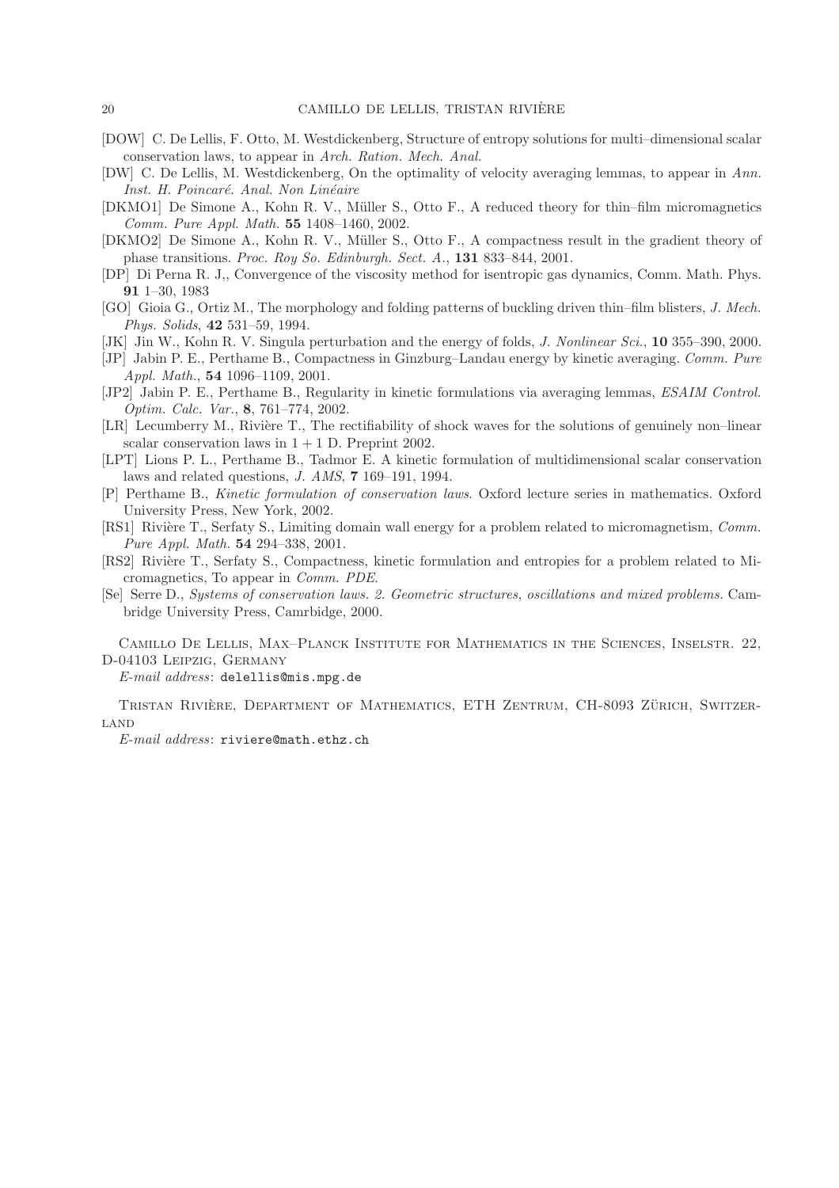[DOW] C. De Lellis, F. Otto, M. Westdickenberg, Structure of entropy solutions for multi–dimensional scalar conservation laws, to appear in *Arch. Ration. Mech. Anal.*

[DW] C. De Lellis, M. Westdickenberg, On the optimality of velocity averaging lemmas, to appear in *Ann. Inst. H. Poincaré. Anal. Non Linéaire*

[DKMO1] De Simone A., Kohn R. V., Müller S., Otto F., A reduced theory for thin–film micromagnetics *Comm. Pure Appl. Math.* **55** 1408–1460, 2002.

[DKMO2] De Simone A., Kohn R. V., Müller S., Otto F., A compactness result in the gradient theory of phase transitions. *Proc. Roy So. Edinburgh. Sect. A.*, **131** 833–844, 2001.

[DP] Di Perna R. J,, Convergence of the viscosity method for isentropic gas dynamics, Comm. Math. Phys. **91** 1–30, 1983

[GO] Gioia G., Ortiz M., The morphology and folding patterns of buckling driven thin–film blisters, *J. Mech. Phys. Solids*, **42** 531–59, 1994.

[JK] Jin W., Kohn R. V. Singula perturbation and the energy of folds, *J. Nonlinear Sci.*, **10** 355–390, 2000.

[JP] Jabin P. E., Perthame B., Compactness in Ginzburg–Landau energy by kinetic averaging. *Comm. Pure Appl. Math.*, **54** 1096–1109, 2001.

[JP2] Jabin P. E., Perthame B., Regularity in kinetic formulations via averaging lemmas, *ESAIM Control. Optim. Calc. Var.*, **8**, 761–774, 2002.

[LR] Lecumberry M., Rivière T., The rectifiability of shock waves for the solutions of genuinely non–linear scalar conservation laws in $1+1$ D. Preprint 2002.

[LPT] Lions P. L., Perthame B., Tadmor E. A kinetic formulation of multidimensional scalar conservation laws and related questions, *J. AMS*, **7** 169–191, 1994.

[P] Perthame B., *Kinetic formulation of conservation laws*. Oxford lecture series in mathematics. Oxford University Press, New York, 2002.

[RS1] Rivière T., Serfaty S., Limiting domain wall energy for a problem related to micromagnetism, *Comm. Pure Appl. Math.* **54** 294–338, 2001.

[RS2] Rivière T., Serfaty S., Compactness, kinetic formulation and entropies for a problem related to Micromagnetics, To appear in *Comm. PDE.*

[Se] Serre D., *Systems of conservation laws. 2. Geometric structures, oscillations and mixed problems.* Cambridge University Press, Camrbidge, 2000.

Camillo De Lellis, Max–Planck Institute for Mathematics in the Sciences, Inselstr. 22, D-04103 Leipzig, Germany

*E-mail address*: delellis@mis.mpg.de

Tristan Rivière, Department of Mathematics, ETH Zentrum, CH-8093 Zürich, Switzerland

*E-mail address*: riviere@math.ethz.ch